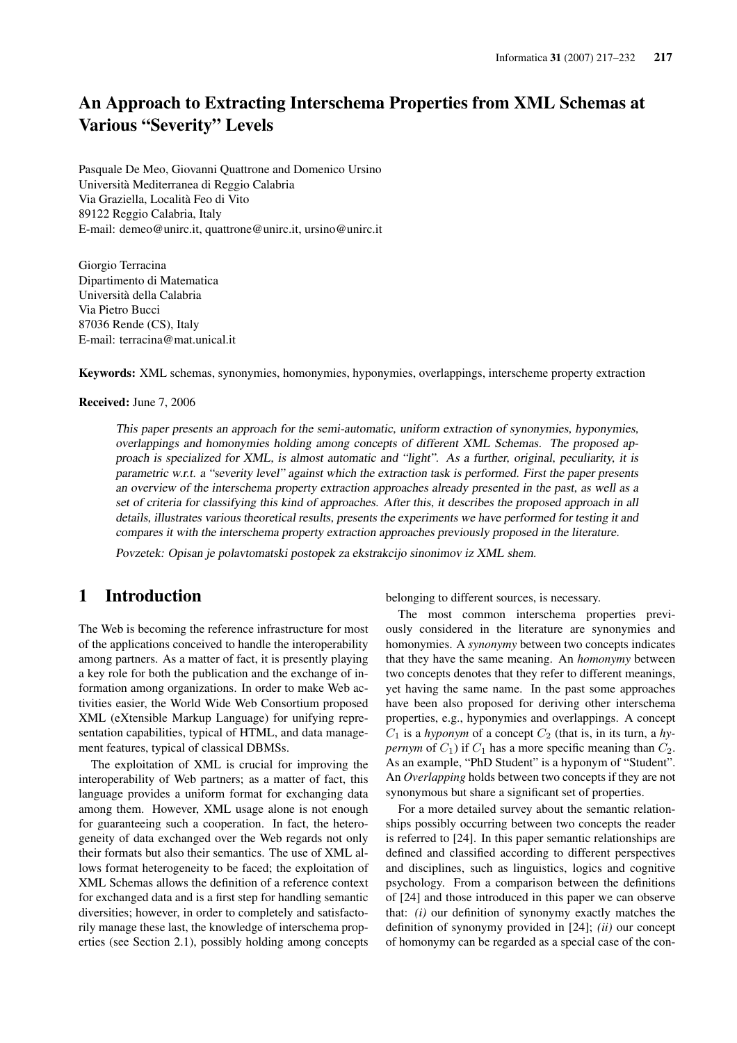# An Approach to Extracting Interschema Properties from XML Schemas at Various "Severity" Levels

Pasquale De Meo, Giovanni Quattrone and Domenico Ursino
Università Mediterranea di Reggio Calabria
Via Graziella, Località Feo di Vito
89122 Reggio Calabria, Italy
E-mail: demeo@unirc.it, quattrone@unirc.it, ursino@unirc.it

Giorgio Terracina
Dipartimento di Matematica
Università della Calabria
Via Pietro Bucci
87036 Rende (CS), Italy
E-mail: terracina@mat.unical.it

**Keywords:** XML schemas, synonymies, homonymies, hyponymies, overlappings, interscheme property extraction

**Received:** June 7, 2006

*This paper presents an approach for the semi-automatic, uniform extraction of synonymies, hyponymies, overlappings and homonymies holding among concepts of different XML Schemas. The proposed approach is specialized for XML, is almost automatic and "light". As a further, original, peculiarity, it is parametric w.r.t. a "severity level" against which the extraction task is performed. First the paper presents an overview of the interschema property extraction approaches already presented in the past, as well as a set of criteria for classifying this kind of approaches. After this, it describes the proposed approach in all details, illustrates various theoretical results, presents the experiments we have performed for testing it and compares it with the interschema property extraction approaches previously proposed in the literature.*

*Povzetek: Opisan je polavtomatski postopek za ekstrakcijo sinonimov iz XML shem.*

## 1 Introduction

The Web is becoming the reference infrastructure for most of the applications conceived to handle the interoperability among partners. As a matter of fact, it is presently playing a key role for both the publication and the exchange of information among organizations. In order to make Web activities easier, the World Wide Web Consortium proposed XML (eXtensible Markup Language) for unifying representation capabilities, typical of HTML, and data management features, typical of classical DBMSs.

The exploitation of XML is crucial for improving the interoperability of Web partners; as a matter of fact, this language provides a uniform format for exchanging data among them. However, XML usage alone is not enough for guaranteeing such a cooperation. In fact, the heterogeneity of data exchanged over the Web regards not only their formats but also their semantics. The use of XML allows format heterogeneity to be faced; the exploitation of XML Schemas allows the definition of a reference context for exchanged data and is a first step for handling semantic diversities; however, in order to completely and satisfactorily manage these last, the knowledge of interschema properties (see Section 2.1), possibly holding among concepts belonging to different sources, is necessary.

The most common interschema properties previously considered in the literature are synonymies and homonymies. A *synonymy* between two concepts indicates that they have the same meaning. An *homonymy* between two concepts denotes that they refer to different meanings, yet having the same name. In the past some approaches have been also proposed for deriving other interschema properties, e.g., hyponymies and overlappings. A concept $C_1$ is a *hyponym* of a concept $C_2$ (that is, in its turn, a *hypernym* of $C_1$) if $C_1$ has a more specific meaning than $C_2$. As an example, "PhD Student" is a hyponym of "Student". An *Overlapping* holds between two concepts if they are not synonymous but share a significant set of properties.

For a more detailed survey about the semantic relationships possibly occurring between two concepts the reader is referred to [24]. In this paper semantic relationships are defined and classified according to different perspectives and disciplines, such as linguistics, logics and cognitive psychology. From a comparison between the definitions of [24] and those introduced in this paper we can observe that: *(i)* our definition of synonymy exactly matches the definition of synonymy provided in [24]; *(ii)* our concept of homonymy can be regarded as a special case of the con-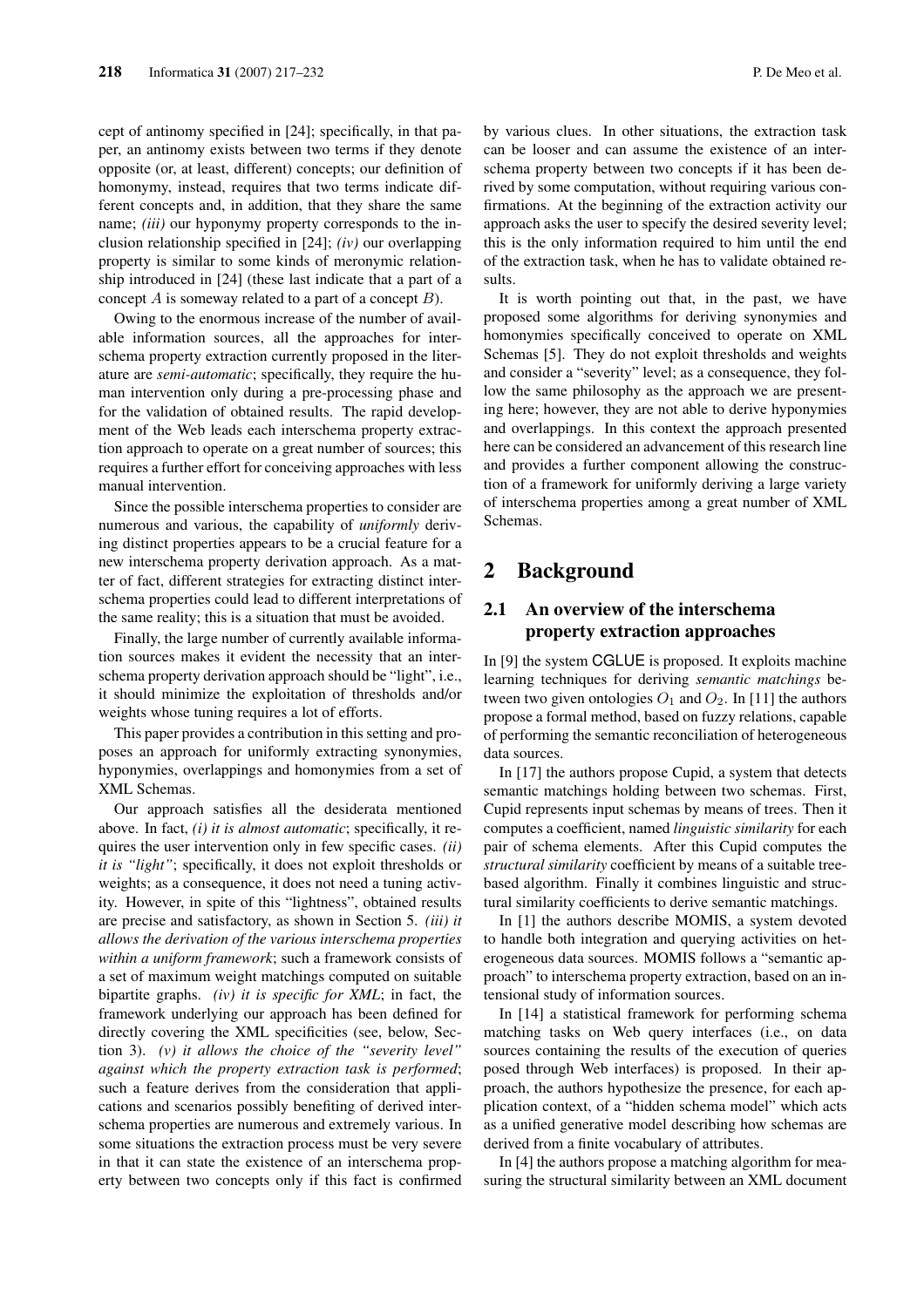cept of antinomy specified in [24]; specifically, in that paper, an antinomy exists between two terms if they denote opposite (or, at least, different) concepts; our definition of homonymy, instead, requires that two terms indicate different concepts and, in addition, that they share the same name; *(iii)* our hyponymy property corresponds to the inclusion relationship specified in [24]; *(iv)* our overlapping property is similar to some kinds of meronymic relationship introduced in [24] (these last indicate that a part of a concept $A$ is someway related to a part of a concept $B$).

Owing to the enormous increase of the number of available information sources, all the approaches for interschema property extraction currently proposed in the literature are *semi-automatic*; specifically, they require the human intervention only during a pre-processing phase and for the validation of obtained results. The rapid development of the Web leads each interschema property extraction approach to operate on a great number of sources; this requires a further effort for conceiving approaches with less manual intervention.

Since the possible interschema properties to consider are numerous and various, the capability of *uniformly* deriving distinct properties appears to be a crucial feature for a new interschema property derivation approach. As a matter of fact, different strategies for extracting distinct interschema properties could lead to different interpretations of the same reality; this is a situation that must be avoided.

Finally, the large number of currently available information sources makes it evident the necessity that an interschema property derivation approach should be "light", i.e., it should minimize the exploitation of thresholds and/or weights whose tuning requires a lot of efforts.

This paper provides a contribution in this setting and proposes an approach for uniformly extracting synonymies, hyponymies, overlappings and homonymies from a set of XML Schemas.

Our approach satisfies all the desiderata mentioned above. In fact, *(i) it is almost automatic*; specifically, it requires the user intervention only in few specific cases. *(ii) it is "light"*; specifically, it does not exploit thresholds or weights; as a consequence, it does not need a tuning activity. However, in spite of this "lightness", obtained results are precise and satisfactory, as shown in Section 5. *(iii) it allows the derivation of the various interschema properties within a uniform framework*; such a framework consists of a set of maximum weight matchings computed on suitable bipartite graphs. *(iv) it is specific for XML*; in fact, the framework underlying our approach has been defined for directly covering the XML specificities (see, below, Section 3). *(v) it allows the choice of the "severity level" against which the property extraction task is performed*; such a feature derives from the consideration that applications and scenarios possibly benefiting of derived interschema properties are numerous and extremely various. In some situations the extraction process must be very severe in that it can state the existence of an interschema property between two concepts only if this fact is confirmed by various clues. In other situations, the extraction task can be looser and can assume the existence of an interschema property between two concepts if it has been derived by some computation, without requiring various confirmations. At the beginning of the extraction activity our approach asks the user to specify the desired severity level; this is the only information required to him until the end of the extraction task, when he has to validate obtained results.

It is worth pointing out that, in the past, we have proposed some algorithms for deriving synonymies and homonymies specifically conceived to operate on XML Schemas [5]. They do not exploit thresholds and weights and consider a "severity" level; as a consequence, they follow the same philosophy as the approach we are presenting here; however, they are not able to derive hyponymies and overlappings. In this context the approach presented here can be considered an advancement of this research line and provides a further component allowing the construction of a framework for uniformly deriving a large variety of interschema properties among a great number of XML Schemas.

## 2 Background

### 2.1 An overview of the interschema property extraction approaches

In [9] the system CGLUE is proposed. It exploits machine learning techniques for deriving *semantic matchings* between two given ontologies $O_1$ and $O_2$. In [11] the authors propose a formal method, based on fuzzy relations, capable of performing the semantic reconciliation of heterogeneous data sources.

In [17] the authors propose Cupid, a system that detects semantic matchings holding between two schemas. First, Cupid represents input schemas by means of trees. Then it computes a coefficient, named *linguistic similarity* for each pair of schema elements. After this Cupid computes the *structural similarity* coefficient by means of a suitable tree-based algorithm. Finally it combines linguistic and structural similarity coefficients to derive semantic matchings.

In [1] the authors describe MOMIS, a system devoted to handle both integration and querying activities on heterogeneous data sources. MOMIS follows a "semantic approach" to interschema property extraction, based on an intensional study of information sources.

In [14] a statistical framework for performing schema matching tasks on Web query interfaces (i.e., on data sources containing the results of the execution of queries posed through Web interfaces) is proposed. In their approach, the authors hypothesize the presence, for each application context, of a "hidden schema model" which acts as a unified generative model describing how schemas are derived from a finite vocabulary of attributes.

In [4] the authors propose a matching algorithm for measuring the structural similarity between an XML document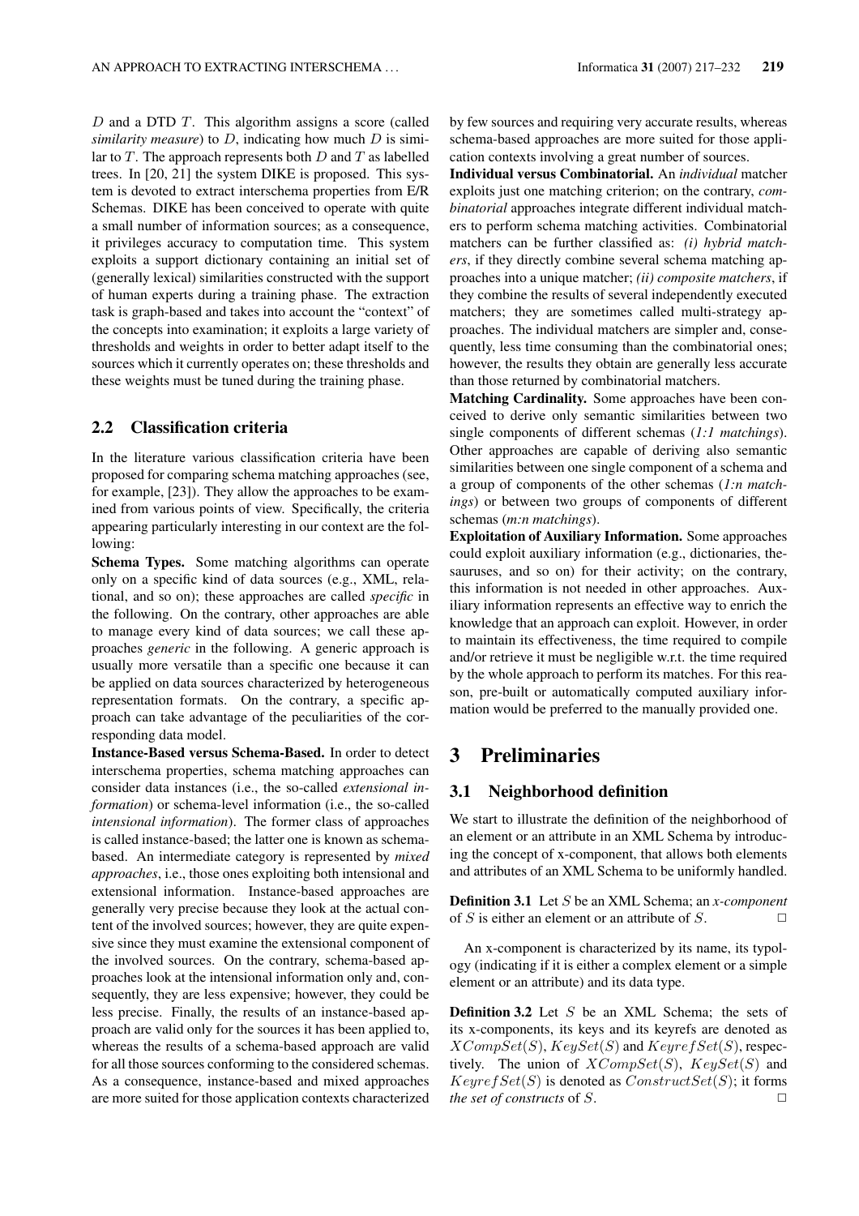$D$ and a DTD $T$. This algorithm assigns a score (called *similarity measure*) to $D$, indicating how much $D$ is similar to $T$. The approach represents both $D$ and $T$ as labelled trees. In [20, 21] the system DIKE is proposed. This system is devoted to extract interschema properties from E/R Schemas. DIKE has been conceived to operate with quite a small number of information sources; as a consequence, it privileges accuracy to computation time. This system exploits a support dictionary containing an initial set of (generally lexical) similarities constructed with the support of human experts during a training phase. The extraction task is graph-based and takes into account the "context" of the concepts into examination; it exploits a large variety of thresholds and weights in order to better adapt itself to the sources which it currently operates on; these thresholds and these weights must be tuned during the training phase.

## 2.2 Classification criteria

In the literature various classification criteria have been proposed for comparing schema matching approaches (see, for example, [23]). They allow the approaches to be examined from various points of view. Specifically, the criteria appearing particularly interesting in our context are the following:

**Schema Types.** Some matching algorithms can operate only on a specific kind of data sources (e.g., XML, relational, and so on); these approaches are called *specific* in the following. On the contrary, other approaches are able to manage every kind of data sources; we call these approaches *generic* in the following. A generic approach is usually more versatile than a specific one because it can be applied on data sources characterized by heterogeneous representation formats. On the contrary, a specific approach can take advantage of the peculiarities of the corresponding data model.

**Instance-Based versus Schema-Based.** In order to detect interschema properties, schema matching approaches can consider data instances (i.e., the so-called *extensional information*) or schema-level information (i.e., the so-called *intensional information*). The former class of approaches is called instance-based; the latter one is known as schema-based. An intermediate category is represented by *mixed approaches*, i.e., those ones exploiting both intensional and extensional information. Instance-based approaches are generally very precise because they look at the actual content of the involved sources; however, they are quite expensive since they must examine the extensional component of the involved sources. On the contrary, schema-based approaches look at the intensional information only and, consequently, they are less expensive; however, they could be less precise. Finally, the results of an instance-based approach are valid only for the sources it has been applied to, whereas the results of a schema-based approach are valid for all those sources conforming to the considered schemas. As a consequence, instance-based and mixed approaches are more suited for those application contexts characterized by few sources and requiring very accurate results, whereas schema-based approaches are more suited for those application contexts involving a great number of sources.

**Individual versus Combinatorial.** An *individual* matcher exploits just one matching criterion; on the contrary, *combinatorial* approaches integrate different individual matchers to perform schema matching activities. Combinatorial matchers can be further classified as: *(i) hybrid matchers*, if they directly combine several schema matching approaches into a unique matcher; *(ii) composite matchers*, if they combine the results of several independently executed matchers; they are sometimes called multi-strategy approaches. The individual matchers are simpler and, consequently, less time consuming than the combinatorial ones; however, the results they obtain are generally less accurate than those returned by combinatorial matchers.

**Matching Cardinality.** Some approaches have been conceived to derive only semantic similarities between two single components of different schemas (*1:1 matchings*). Other approaches are capable of deriving also semantic similarities between one single component of a schema and a group of components of the other schemas (*1:n matchings*) or between two groups of components of different schemas (*m:n matchings*).

**Exploitation of Auxiliary Information.** Some approaches could exploit auxiliary information (e.g., dictionaries, thesauruses, and so on) for their activity; on the contrary, this information is not needed in other approaches. Auxiliary information represents an effective way to enrich the knowledge that an approach can exploit. However, in order to maintain its effectiveness, the time required to compile and/or retrieve it must be negligible w.r.t. the time required by the whole approach to perform its matches. For this reason, pre-built or automatically computed auxiliary information would be preferred to the manually provided one.

# 3 Preliminaries

## 3.1 Neighborhood definition

We start to illustrate the definition of the neighborhood of an element or an attribute in an XML Schema by introducing the concept of x-component, that allows both elements and attributes of an XML Schema to be uniformly handled.

**Definition 3.1** Let $S$ be an XML Schema; an *x-component* of $S$ is either an element or an attribute of $S$. □

An x-component is characterized by its name, its typology (indicating if it is either a complex element or a simple element or an attribute) and its data type.

**Definition 3.2** Let $S$ be an XML Schema; the sets of its x-components, its keys and its keyrefs are denoted as $XCompSet(S)$, $KeySet(S)$ and $KeyrefSet(S)$, respectively. The union of $XCompSet(S)$, $KeySet(S)$ and $KeyrefSet(S)$ is denoted as $ConstructSet(S)$; it forms *the set of constructs* of $S$. □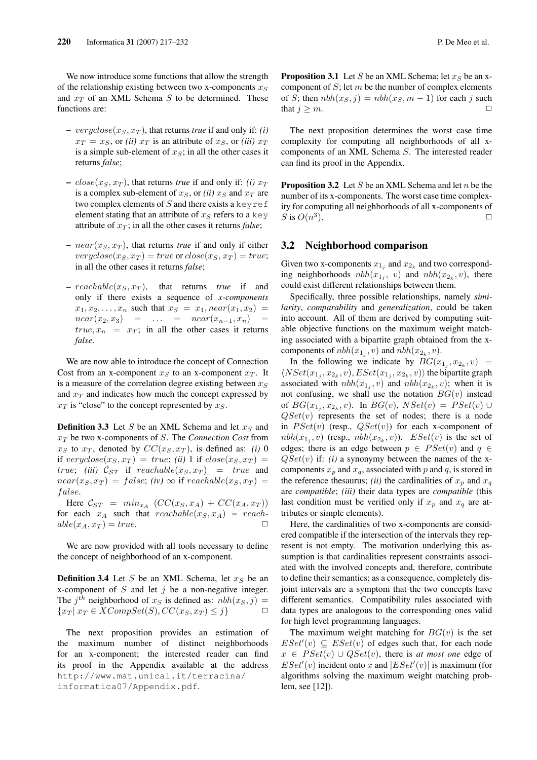We now introduce some functions that allow the strength of the relationship existing between two x-components $x_S$ and $x_T$ of an XML Schema $S$ to be determined. These functions are:

- $veryclose(x_S, x_T)$, that returns *true* if and only if: *(i)* $x_T = x_S$, or *(ii)* $x_T$ is an attribute of $x_S$, or *(iii)* $x_T$ is a simple sub-element of $x_S$; in all the other cases it returns *false*;
- $close(x_S, x_T)$, that returns *true* if and only if: *(i)* $x_T$ is a complex sub-element of $x_S$, or *(ii)* $x_S$ and $x_T$ are two complex elements of $S$ and there exists a `keyref` element stating that an attribute of $x_S$ refers to a `key` attribute of $x_T$; in all the other cases it returns *false*;
- $near(x_S, x_T)$, that returns *true* if and only if either $veryclose(x_S, x_T) = true$ or $close(x_S, x_T) = true$; in all the other cases it returns *false*;
- $reachable(x_S, x_T)$, that returns *true* if and only if there exists a sequence of *x-components* $x_1, x_2, \ldots, x_n$ such that $x_S = x_1, near(x_1, x_2) = near(x_2, x_3) = \ldots = near(x_{n-1}, x_n) = true, x_n = x_T$; in all the other cases it returns *false*.

We are now able to introduce the concept of Connection Cost from an x-component $x_S$ to an x-component $x_T$. It is a measure of the correlation degree existing between $x_S$ and $x_T$ and indicates how much the concept expressed by $x_T$ is "close" to the concept represented by $x_S$.

**Definition 3.3** Let $S$ be an XML Schema and let $x_S$ and $x_T$ be two x-components of $S$. The *Connection Cost* from $x_S$ to $x_T$, denoted by $CC(x_S, x_T)$, is defined as: *(i)* 0 if $veryclose(x_S, x_T) = true$; *(ii)* 1 if $close(x_S, x_T) = true$; *(iii)* $\mathcal{C}_{ST}$ if $reachable(x_S, x_T) = true$ and $near(x_S, x_T) = false$; *(iv)* $\infty$ if $reachable(x_S, x_T) = false$.

Here $\mathcal{C}_{ST} = min_{x_A} \ (CC(x_S, x_A) + CC(x_A, x_T))$ for each $x_A$ such that $reachable(x_S, x_A) = reachable(x_A, x_T) = true$. □

We are now provided with all tools necessary to define the concept of neighborhood of an x-component.

**Definition 3.4** Let $S$ be an XML Schema, let $x_S$ be an x-component of $S$ and let $j$ be a non-negative integer. The $j^{th}$ neighborhood of $x_S$ is defined as: $nbh(x_S, j) = \{x_T | \, x_T \in XCompSet(S), CC(x_S, x_T) \leq j\}$ □

The next proposition provides an estimation of the maximum number of distinct neighborhoods for an x-component; the interested reader can find its proof in the Appendix available at the address `http://www.mat.unical.it/terracina/informatica07/Appendix.pdf`.

**Proposition 3.1** Let $S$ be an XML Schema; let $x_S$ be an x-component of $S$; let $m$ be the number of complex elements of $S$; then $nbh(x_S, j) = nbh(x_S, m-1)$ for each $j$ such that $j \geq m$. □

The next proposition determines the worst case time complexity for computing all neighborhoods of all x-components of an XML Schema $S$. The interested reader can find its proof in the Appendix.

**Proposition 3.2** Let $S$ be an XML Schema and let $n$ be the number of its x-components. The worst case time complexity for computing all neighborhoods of all x-components of $S$ is $O(n^3)$. □

### 3.2 Neighborhood comparison

Given two x-components $x_{1_j}$ and $x_{2_k}$ and two corresponding neighborhoods $nbh(x_{1_j}, v)$ and $nbh(x_{2_k}, v)$, there could exist different relationships between them.

Specifically, three possible relationships, namely *similarity*, *comparability* and *generalization*, could be taken into account. All of them are derived by computing suitable objective functions on the maximum weight matching associated with a bipartite graph obtained from the x-components of $nbh(x_{1_j}, v)$ and $nbh(x_{2_k}, v)$.

In the following we indicate by $BG(x_{1_j}, x_{2_k}, v) = \langle NSet(x_{1_j}, x_{2_k}, v), ESet(x_{1_j}, x_{2_k}, v)\rangle$ the bipartite graph associated with $nbh(x_{1_j}, v)$ and $nbh(x_{2_k}, v)$; when it is not confusing, we shall use the notation $BG(v)$ instead of $BG(x_{1_j}, x_{2_k}, v)$. In $BG(v)$, $NSet(v) = PSet(v) \cup QSet(v)$ represents the set of nodes; there is a node in $PSet(v)$ (resp., $QSet(v)$) for each x-component of $nbh(x_{1_j}, v)$ (resp., $nbh(x_{2_k}, v)$). $ESet(v)$ is the set of edges; there is an edge between $p \in PSet(v)$ and $q \in QSet(v)$ if: *(i)* a synonymy between the names of the x-components $x_p$ and $x_q$, associated with $p$ and $q$, is stored in the reference thesaurus; *(ii)* the cardinalities of $x_p$ and $x_q$ are *compatible*; *(iii)* their data types are *compatible* (this last condition must be verified only if $x_p$ and $x_q$ are attributes or simple elements).

Here, the cardinalities of two x-components are considered compatible if the intersection of the intervals they represent is not empty. The motivation underlying this assumption is that cardinalities represent constraints associated with the involved concepts and, therefore, contribute to define their semantics; as a consequence, completely disjoint intervals are a symptom that the two concepts have different semantics. Compatibility rules associated with data types are analogous to the corresponding ones valid for high level programming languages.

The maximum weight matching for $BG(v)$ is the set $ESet'(v) \subseteq ESet(v)$ of edges such that, for each node $x \in PSet(v) \cup QSet(v)$, there is *at most one* edge of $ESet'(v)$ incident onto $x$ and $|ESet'(v)|$ is maximum (for algorithms solving the maximum weight matching problem, see [12]).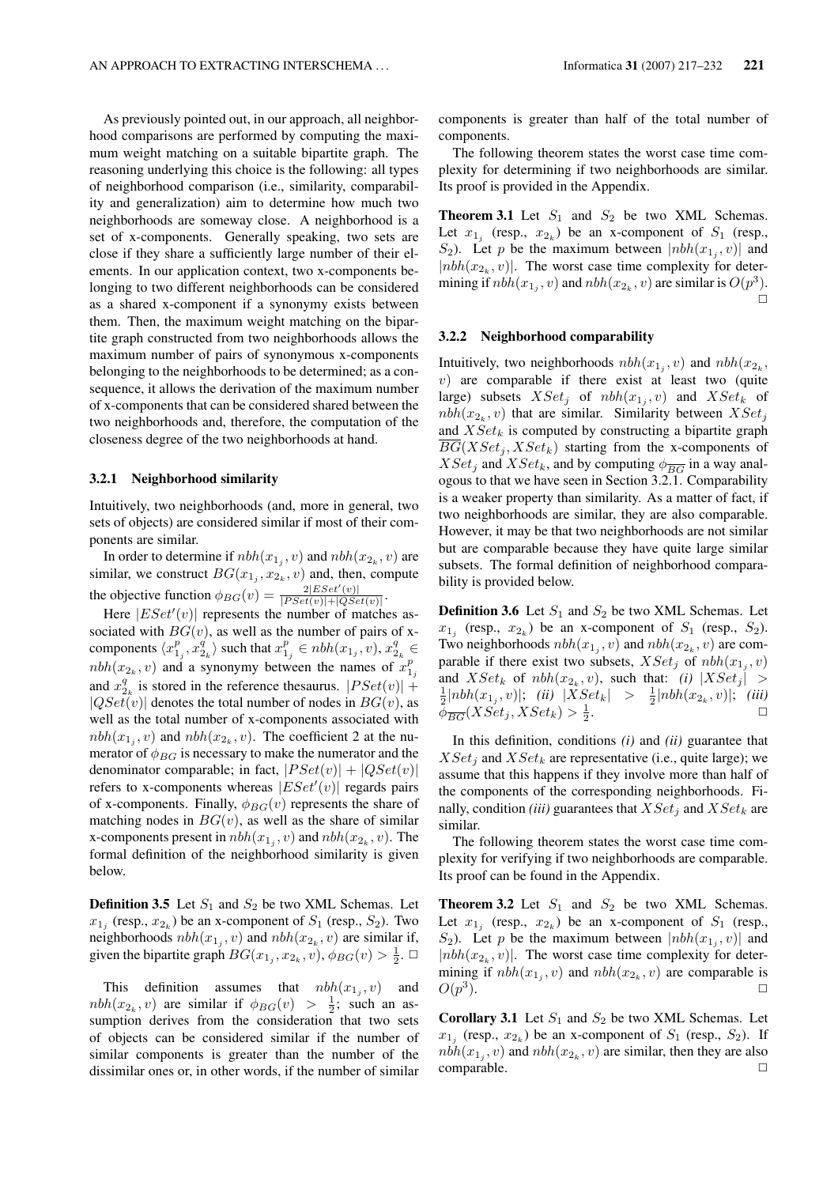As previously pointed out, in our approach, all neighborhood comparisons are performed by computing the maximum weight matching on a suitable bipartite graph. The reasoning underlying this choice is the following: all types of neighborhood comparison (i.e., similarity, comparability and generalization) aim to determine how much two neighborhoods are someway close. A neighborhood is a set of x-components. Generally speaking, two sets are close if they share a sufficiently large number of their elements. In our application context, two x-components belonging to two different neighborhoods can be considered as a shared x-component if a synonymy exists between them. Then, the maximum weight matching on the bipartite graph constructed from two neighborhoods allows the maximum number of pairs of synonymous x-components belonging to the neighborhoods to be determined; as a consequence, it allows the derivation of the maximum number of x-components that can be considered shared between the two neighborhoods and, therefore, the computation of the closeness degree of the two neighborhoods at hand.

### 3.2.1 Neighborhood similarity

Intuitively, two neighborhoods (and, more in general, two sets of objects) are considered similar if most of their components are similar.

In order to determine if $nbh(x_{1_j}, v)$ and $nbh(x_{2_k}, v)$ are similar, we construct $BG(x_{1_j}, x_{2_k}, v)$ and, then, compute the objective function $\phi_{BG}(v) = \frac{2|ESet'(v)|}{|PSet(v)|+|QSet(v)|}$.

Here $|ESet'(v)|$ represents the number of matches associated with $BG(v)$, as well as the number of pairs of x-components $\langle x_{1_j}^p, x_{2_k}^q \rangle$ such that $x_{1_j}^p \in nbh(x_{1_j}, v)$, $x_{2_k}^q \in nbh(x_{2_k}, v)$ and a synonymy between the names of $x_{1_j}^p$ and $x_{2_k}^q$ is stored in the reference thesaurus. $|PSet(v)| + |QSet(v)|$ denotes the total number of nodes in $BG(v)$, as well as the total number of x-components associated with $nbh(x_{1_j}, v)$ and $nbh(x_{2_k}, v)$. The coefficient 2 at the numerator of $\phi_{BG}$ is necessary to make the numerator and the denominator comparable; in fact, $|PSet(v)| + |QSet(v)|$ refers to x-components whereas $|ESet'(v)|$ regards pairs of x-components. Finally, $\phi_{BG}(v)$ represents the share of matching nodes in $BG(v)$, as well as the share of similar x-components present in $nbh(x_{1_j}, v)$ and $nbh(x_{2_k}, v)$. The formal definition of the neighborhood similarity is given below.

**Definition 3.5** Let $S_1$ and $S_2$ be two XML Schemas. Let $x_{1_j}$ (resp., $x_{2_k}$) be an x-component of $S_1$ (resp., $S_2$). Two neighborhoods $nbh(x_{1_j}, v)$ and $nbh(x_{2_k}, v)$ are similar if, given the bipartite graph $BG(x_{1_j}, x_{2_k}, v)$, $\phi_{BG}(v) > \frac{1}{2}$. □

This definition assumes that $nbh(x_{1_j}, v)$ and $nbh(x_{2_k}, v)$ are similar if $\phi_{BG}(v) > \frac{1}{2}$; such an assumption derives from the consideration that two sets of objects can be considered similar if the number of similar components is greater than the number of the dissimilar ones or, in other words, if the number of similar components is greater than half of the total number of components.

The following theorem states the worst case time complexity for determining if two neighborhoods are similar. Its proof is provided in the Appendix.

**Theorem 3.1** Let $S_1$ and $S_2$ be two XML Schemas. Let $x_{1_j}$ (resp., $x_{2_k}$) be an x-component of $S_1$ (resp., $S_2$). Let $p$ be the maximum between $|nbh(x_{1_j}, v)|$ and $|nbh(x_{2_k}, v)|$. The worst case time complexity for determining if $nbh(x_{1_j}, v)$ and $nbh(x_{2_k}, v)$ are similar is $O(p^3)$. □

### 3.2.2 Neighborhood comparability

Intuitively, two neighborhoods $nbh(x_{1_j}, v)$ and $nbh(x_{2_k}, v)$ are comparable if there exist at least two (quite large) subsets $XSet_j$ of $nbh(x_{1_j}, v)$ and $XSet_k$ of $nbh(x_{2_k}, v)$ that are similar. Similarity between $XSet_j$ and $XSet_k$ is computed by constructing a bipartite graph $\overline{BG}(XSet_j, XSet_k)$ starting from the x-components of $XSet_j$ and $XSet_k$, and by computing $\phi_{\overline{BG}}$ in a way analogous to that we have seen in Section 3.2.1. Comparability is a weaker property than similarity. As a matter of fact, if two neighborhoods are similar, they are also comparable. However, it may be that two neighborhoods are not similar but are comparable because they have quite large similar subsets. The formal definition of neighborhood comparability is provided below.

**Definition 3.6** Let $S_1$ and $S_2$ be two XML Schemas. Let $x_{1_j}$ (resp., $x_{2_k}$) be an x-component of $S_1$ (resp., $S_2$). Two neighborhoods $nbh(x_{1_j}, v)$ and $nbh(x_{2_k}, v)$ are comparable if there exist two subsets, $XSet_j$ of $nbh(x_{1_j}, v)$ and $XSet_k$ of $nbh(x_{2_k}, v)$, such that: *(i)* $|XSet_j| > \frac{1}{2}|nbh(x_{1_j}, v)|$; *(ii)* $|XSet_k| > \frac{1}{2}|nbh(x_{2_k}, v)|$; *(iii)* $\phi_{\overline{BG}}(XSet_j, XSet_k) > \frac{1}{2}$. □

In this definition, conditions *(i)* and *(ii)* guarantee that $XSet_j$ and $XSet_k$ are representative (i.e., quite large); we assume that this happens if they involve more than half of the components of the corresponding neighborhoods. Finally, condition *(iii)* guarantees that $XSet_j$ and $XSet_k$ are similar.

The following theorem states the worst case time complexity for verifying if two neighborhoods are comparable. Its proof can be found in the Appendix.

**Theorem 3.2** Let $S_1$ and $S_2$ be two XML Schemas. Let $x_{1_j}$ (resp., $x_{2_k}$) be an x-component of $S_1$ (resp., $S_2$). Let $p$ be the maximum between $|nbh(x_{1_j}, v)|$ and $|nbh(x_{2_k}, v)|$. The worst case time complexity for determining if $nbh(x_{1_j}, v)$ and $nbh(x_{2_k}, v)$ are comparable is $O(p^3)$. □

**Corollary 3.1** Let $S_1$ and $S_2$ be two XML Schemas. Let $x_{1_j}$ (resp., $x_{2_k}$) be an x-component of $S_1$ (resp., $S_2$). If $nbh(x_{1_j}, v)$ and $nbh(x_{2_k}, v)$ are similar, then they are also comparable. □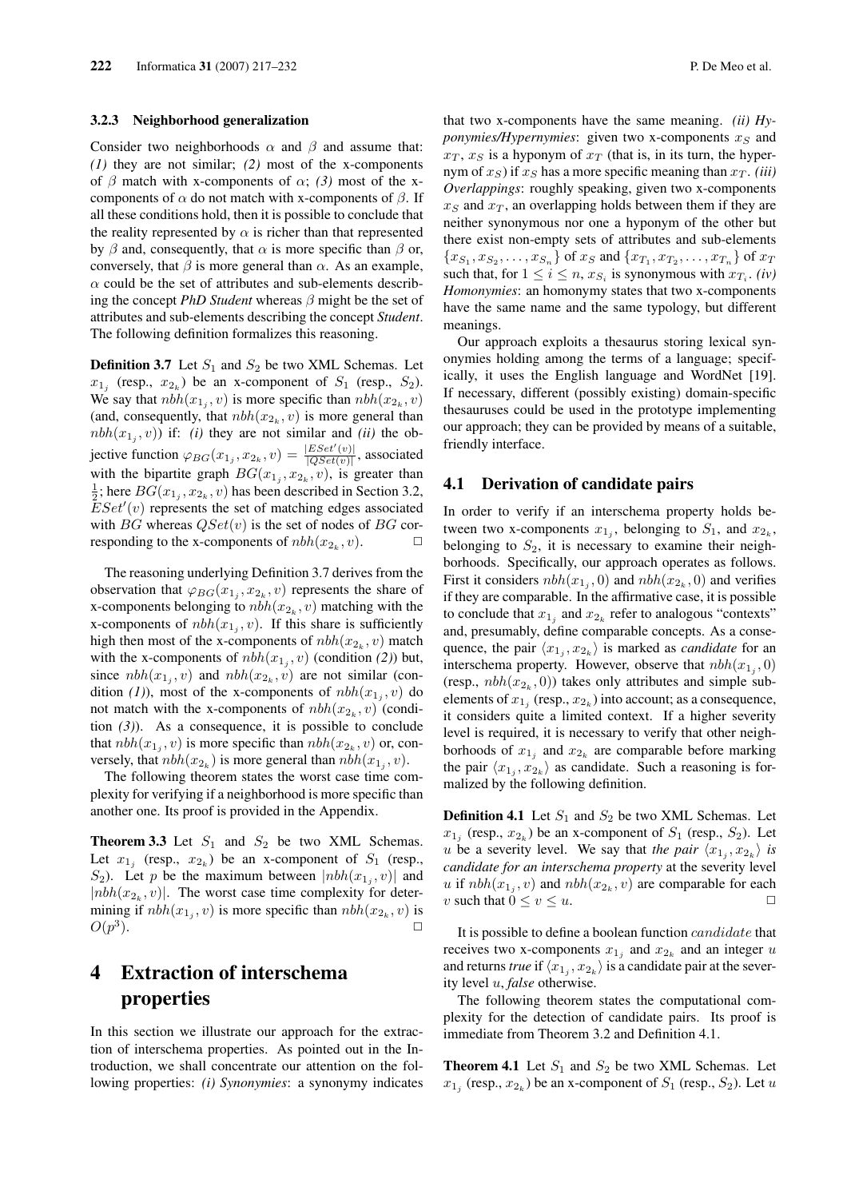### 3.2.3 Neighborhood generalization

Consider two neighborhoods $\alpha$ and $\beta$ and assume that: *(1)* they are not similar; *(2)* most of the x-components of $\beta$ match with x-components of $\alpha$; *(3)* most of the x-components of $\alpha$ do not match with x-components of $\beta$. If all these conditions hold, then it is possible to conclude that the reality represented by $\alpha$ is richer than that represented by $\beta$ and, consequently, that $\alpha$ is more specific than $\beta$ or, conversely, that $\beta$ is more general than $\alpha$. As an example, $\alpha$ could be the set of attributes and sub-elements describing the concept ***PhD Student*** whereas $\beta$ might be the set of attributes and sub-elements describing the concept ***Student***. The following definition formalizes this reasoning.

**Definition 3.7** Let $S_1$ and $S_2$ be two XML Schemas. Let $x_{1_j}$ (resp., $x_{2_k}$) be an x-component of $S_1$ (resp., $S_2$). We say that $nbh(x_{1_j}, v)$ is more specific than $nbh(x_{2_k}, v)$ (and, consequently, that $nbh(x_{2_k}, v)$ is more general than $nbh(x_{1_j}, v)$) if: *(i)* they are not similar and *(ii)* the objective function $\varphi_{BG}(x_{1_j}, x_{2_k}, v) = \frac{|ESet'(v)|}{|QSet(v)|}$, associated with the bipartite graph $BG(x_{1_j}, x_{2_k}, v)$, is greater than $\frac{1}{2}$; here $BG(x_{1_j}, x_{2_k}, v)$ has been described in Section 3.2, $ESet'(v)$ represents the set of matching edges associated with $BG$ whereas $QSet(v)$ is the set of nodes of $BG$ corresponding to the x-components of $nbh(x_{2_k}, v)$. □

The reasoning underlying Definition 3.7 derives from the observation that $\varphi_{BG}(x_{1_j}, x_{2_k}, v)$ represents the share of x-components belonging to $nbh(x_{2_k}, v)$ matching with the x-components of $nbh(x_{1_j}, v)$. If this share is sufficiently high then most of the x-components of $nbh(x_{2_k}, v)$ match with the x-components of $nbh(x_{1_j}, v)$ (condition *(2)*) but, since $nbh(x_{1_j}, v)$ and $nbh(x_{2_k}, v)$ are not similar (condition *(1)*), most of the x-components of $nbh(x_{1_j}, v)$ do not match with the x-components of $nbh(x_{2_k}, v)$ (condition *(3)*). As a consequence, it is possible to conclude that $nbh(x_{1_j}, v)$ is more specific than $nbh(x_{2_k}, v)$ or, conversely, that $nbh(x_{2_k})$ is more general than $nbh(x_{1_j}, v)$.

The following theorem states the worst case time complexity for verifying if a neighborhood is more specific than another one. Its proof is provided in the Appendix.

**Theorem 3.3** Let $S_1$ and $S_2$ be two XML Schemas. Let $x_{1_j}$ (resp., $x_{2_k}$) be an x-component of $S_1$ (resp., $S_2$). Let $p$ be the maximum between $|nbh(x_{1_j}, v)|$ and $|nbh(x_{2_k}, v)|$. The worst case time complexity for determining if $nbh(x_{1_j}, v)$ is more specific than $nbh(x_{2_k}, v)$ is $O(p^3)$. □

# 4 Extraction of interschema properties

In this section we illustrate our approach for the extraction of interschema properties. As pointed out in the Introduction, we shall concentrate our attention on the following properties: *(i) Synonymies*: a synonymy indicates that two x-components have the same meaning. *(ii) Hyponymies/Hypernymies*: given two x-components $x_S$ and $x_T$, $x_S$ is a hyponym of $x_T$ (that is, in its turn, the hypernym of $x_S$) if $x_S$ has a more specific meaning than $x_T$. *(iii) Overlappings*: roughly speaking, given two x-components $x_S$ and $x_T$, an overlapping holds between them if they are neither synonymous nor one a hyponym of the other but there exist non-empty sets of attributes and sub-elements $\{x_{S_1}, x_{S_2}, \ldots, x_{S_n}\}$ of $x_S$ and $\{x_{T_1}, x_{T_2}, \ldots, x_{T_n}\}$ of $x_T$ such that, for $1 \leq i \leq n$, $x_{S_i}$ is synonymous with $x_{T_i}$. *(iv) Homonymies*: an homonymy states that two x-components have the same name and the same typology, but different meanings.

Our approach exploits a thesaurus storing lexical synonymies holding among the terms of a language; specifically, it uses the English language and WordNet [19]. If necessary, different (possibly existing) domain-specific thesauruses could be used in the prototype implementing our approach; they can be provided by means of a suitable, friendly interface.

## 4.1 Derivation of candidate pairs

In order to verify if an interschema property holds between two x-components $x_{1_j}$, belonging to $S_1$, and $x_{2_k}$, belonging to $S_2$, it is necessary to examine their neighborhoods. Specifically, our approach operates as follows. First it considers $nbh(x_{1_j}, 0)$ and $nbh(x_{2_k}, 0)$ and verifies if they are comparable. In the affirmative case, it is possible to conclude that $x_{1_j}$ and $x_{2_k}$ refer to analogous "contexts" and, presumably, define comparable concepts. As a consequence, the pair $\langle x_{1_j}, x_{2_k}\rangle$ is marked as *candidate* for an interschema property. However, observe that $nbh(x_{1_j}, 0)$ (resp., $nbh(x_{2_k}, 0)$) takes only attributes and simple sub-elements of $x_{1_j}$ (resp., $x_{2_k}$) into account; as a consequence, it considers quite a limited context. If a higher severity level is required, it is necessary to verify that other neighborhoods of $x_{1_j}$ and $x_{2_k}$ are comparable before marking the pair $\langle x_{1_j}, x_{2_k}\rangle$ as candidate. Such a reasoning is formalized by the following definition.

**Definition 4.1** Let $S_1$ and $S_2$ be two XML Schemas. Let $x_{1_j}$ (resp., $x_{2_k}$) be an x-component of $S_1$ (resp., $S_2$). Let $u$ be a severity level. We say that *the pair* $\langle x_{1_j}, x_{2_k}\rangle$ *is candidate for an interschema property* at the severity level $u$ if $nbh(x_{1_j}, v)$ and $nbh(x_{2_k}, v)$ are comparable for each $v$ such that $0 \leq v \leq u$. □

It is possible to define a boolean function $candidate$ that receives two x-components $x_{1_j}$ and $x_{2_k}$ and an integer $u$ and returns *true* if $\langle x_{1_j}, x_{2_k}\rangle$ is a candidate pair at the severity level $u$, *false* otherwise.

The following theorem states the computational complexity for the detection of candidate pairs. Its proof is immediate from Theorem 3.2 and Definition 4.1.

**Theorem 4.1** Let $S_1$ and $S_2$ be two XML Schemas. Let $x_{1_j}$ (resp., $x_{2_k}$) be an x-component of $S_1$ (resp., $S_2$). Let $u$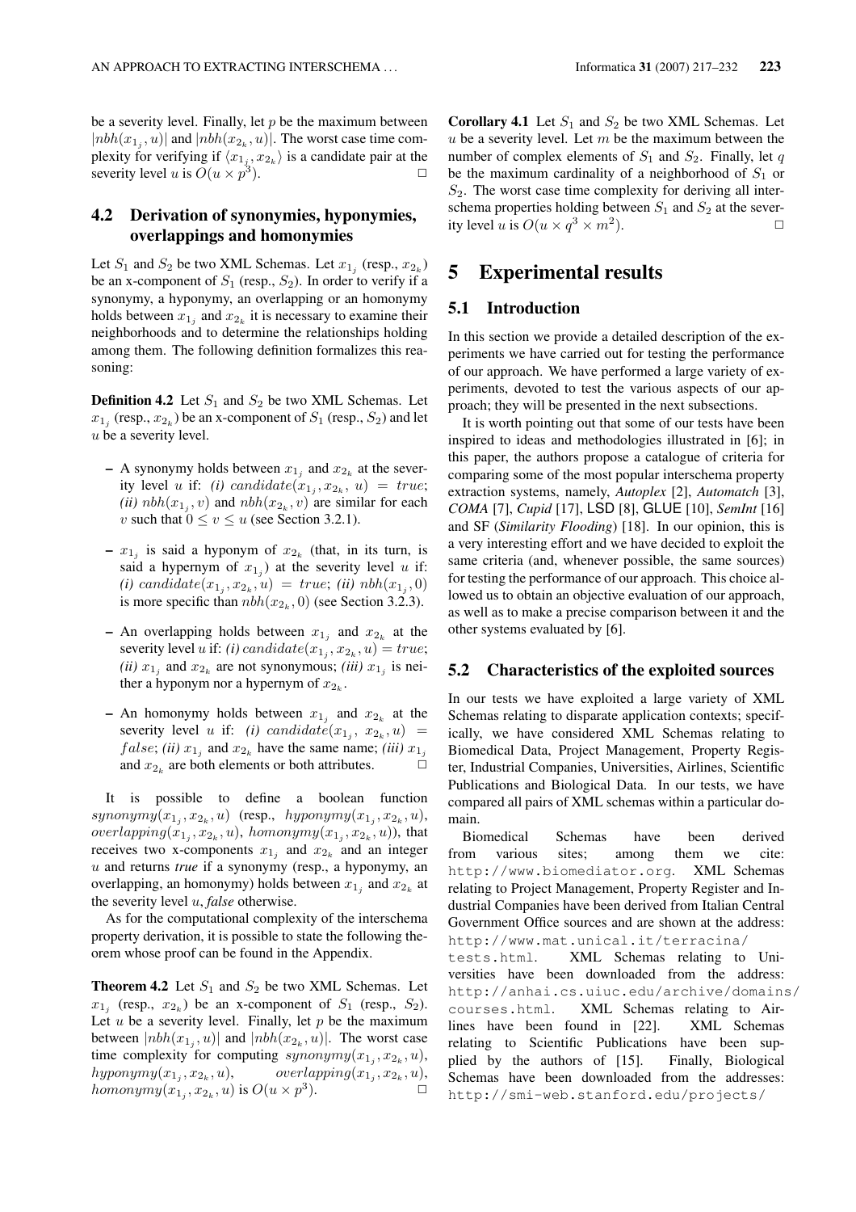be a severity level. Finally, let $p$ be the maximum between $|nbh(x_{1_j}, u)|$ and $|nbh(x_{2_k}, u)|$. The worst case time complexity for verifying if $\langle x_{1_j}, x_{2_k} \rangle$ is a candidate pair at the severity level $u$ is $O(u \times p^3)$. □

### 4.2 Derivation of synonymies, hyponymies, overlappings and homonymies

Let $S_1$ and $S_2$ be two XML Schemas. Let $x_{1_j}$ (resp., $x_{2_k}$) be an x-component of $S_1$ (resp., $S_2$). In order to verify if a synonymy, a hyponymy, an overlapping or an homonymy holds between $x_{1_j}$ and $x_{2_k}$ it is necessary to examine their neighborhoods and to determine the relationships holding among them. The following definition formalizes this reasoning:

**Definition 4.2** Let $S_1$ and $S_2$ be two XML Schemas. Let $x_{1_j}$ (resp., $x_{2_k}$) be an x-component of $S_1$ (resp., $S_2$) and let $u$ be a severity level.

- A synonymy holds between $x_{1_j}$ and $x_{2_k}$ at the severity level $u$ if: *(i)* $candidate(x_{1_j}, x_{2_k}, u) = true$; *(ii)* $nbh(x_{1_j}, v)$ and $nbh(x_{2_k}, v)$ are similar for each $v$ such that $0 \leq v \leq u$ (see Section 3.2.1).
- $x_{1_j}$ is said a hyponym of $x_{2_k}$ (that, in its turn, is said a hypernym of $x_{1_j}$) at the severity level $u$ if: *(i)* $candidate(x_{1_j}, x_{2_k}, u) = true$; *(ii)* $nbh(x_{1_j}, 0)$ is more specific than $nbh(x_{2_k}, 0)$ (see Section 3.2.3).
- An overlapping holds between $x_{1_j}$ and $x_{2_k}$ at the severity level $u$ if: *(i)* $candidate(x_{1_j}, x_{2_k}, u) = true$; *(ii)* $x_{1_j}$ and $x_{2_k}$ are not synonymous; *(iii)* $x_{1_j}$ is neither a hyponym nor a hypernym of $x_{2_k}$.
- An homonymy holds between $x_{1_j}$ and $x_{2_k}$ at the severity level $u$ if: *(i)* $candidate(x_{1_j}, x_{2_k}, u) = false$; *(ii)* $x_{1_j}$ and $x_{2_k}$ have the same name; *(iii)* $x_{1_j}$ and $x_{2_k}$ are both elements or both attributes. □

It is possible to define a boolean function $synonymy(x_{1_j}, x_{2_k}, u)$ (resp., $hyponymy(x_{1_j}, x_{2_k}, u)$, $overlapping(x_{1_j}, x_{2_k}, u)$, $homonymy(x_{1_j}, x_{2_k}, u)$), that receives two x-components $x_{1_j}$ and $x_{2_k}$ and an integer $u$ and returns ***true*** if a synonymy (resp., a hyponymy, an overlapping, an homonymy) holds between $x_{1_j}$ and $x_{2_k}$ at the severity level $u$, ***false*** otherwise.

As for the computational complexity of the interschema property derivation, it is possible to state the following theorem whose proof can be found in the Appendix.

**Theorem 4.2** Let $S_1$ and $S_2$ be two XML Schemas. Let $x_{1_j}$ (resp., $x_{2_k}$) be an x-component of $S_1$ (resp., $S_2$). Let $u$ be a severity level. Finally, let $p$ be the maximum between $|nbh(x_{1_j}, u)|$ and $|nbh(x_{2_k}, u)|$. The worst case time complexity for computing $synonymy(x_{1_j}, x_{2_k}, u)$, $hyponymy(x_{1_j}, x_{2_k}, u)$, $overlapping(x_{1_j}, x_{2_k}, u)$, $homonymy(x_{1_j}, x_{2_k}, u)$ is $O(u \times p^3)$. □

**Corollary 4.1** Let $S_1$ and $S_2$ be two XML Schemas. Let $u$ be a severity level. Let $m$ be the maximum between the number of complex elements of $S_1$ and $S_2$. Finally, let $q$ be the maximum cardinality of a neighborhood of $S_1$ or $S_2$. The worst case time complexity for deriving all interschema properties holding between $S_1$ and $S_2$ at the severity level $u$ is $O(u \times q^3 \times m^2)$. □

## 5 Experimental results

### 5.1 Introduction

In this section we provide a detailed description of the experiments we have carried out for testing the performance of our approach. We have performed a large variety of experiments, devoted to test the various aspects of our approach; they will be presented in the next subsections.

It is worth pointing out that some of our tests have been inspired to ideas and methodologies illustrated in [6]; in this paper, the authors propose a catalogue of criteria for comparing some of the most popular interschema property extraction systems, namely, *Autoplex* [2], *Automatch* [3], *COMA* [7], *Cupid* [17], LSD [8], GLUE [10], *SemInt* [16] and SF (*Similarity Flooding*) [18]. In our opinion, this is a very interesting effort and we have decided to exploit the same criteria (and, whenever possible, the same sources) for testing the performance of our approach. This choice allowed us to obtain an objective evaluation of our approach, as well as to make a precise comparison between it and the other systems evaluated by [6].

### 5.2 Characteristics of the exploited sources

In our tests we have exploited a large variety of XML Schemas relating to disparate application contexts; specifically, we have considered XML Schemas relating to Biomedical Data, Project Management, Property Register, Industrial Companies, Universities, Airlines, Scientific Publications and Biological Data. In our tests, we have compared all pairs of XML schemas within a particular domain.

Biomedical Schemas have been derived from various sites; among them we cite: http://www.biomediator.org. XML Schemas relating to Project Management, Property Register and Industrial Companies have been derived from Italian Central Government Office sources and are shown at the address: http://www.mat.unical.it/terracina/tests.html. XML Schemas relating to Universities have been downloaded from the address: http://anhai.cs.uiuc.edu/archive/domains/courses.html. XML Schemas relating to Airlines have been found in [22]. XML Schemas relating to Scientific Publications have been supplied by the authors of [15]. Finally, Biological Schemas have been downloaded from the addresses: http://smi-web.stanford.edu/projects/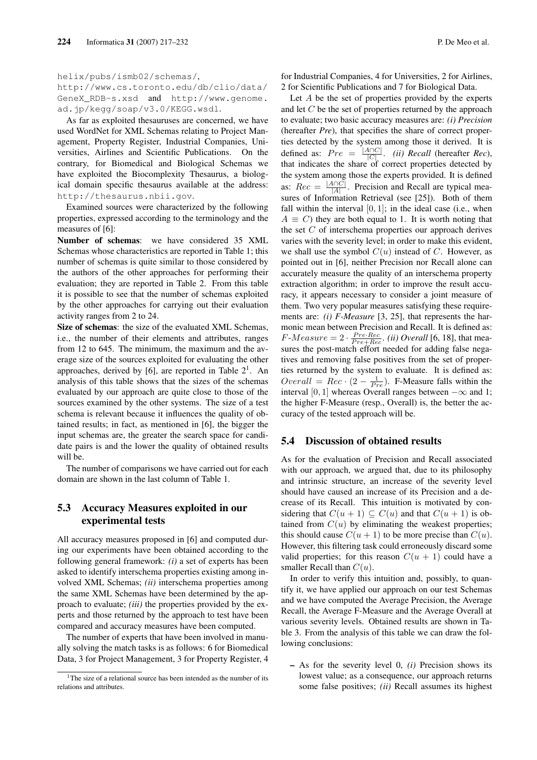helix/pubs/ismb02/schemas/, http://www.cs.toronto.edu/db/clio/data/GeneX_RDB-s.xsd and http://www.genome.ad.jp/kegg/soap/v3.0/KEGG.wsdl.

As far as exploited thesauruses are concerned, we have used WordNet for XML Schemas relating to Project Management, Property Register, Industrial Companies, Universities, Airlines and Scientific Publications. On the contrary, for Biomedical and Biological Schemas we have exploited the Biocomplexity Thesaurus, a biological domain specific thesaurus available at the address: http://thesaurus.nbii.gov.

Examined sources were characterized by the following properties, expressed according to the terminology and the measures of [6]:

**Number of schemas**: we have considered 35 XML Schemas whose characteristics are reported in Table 1; this number of schemas is quite similar to those considered by the authors of the other approaches for performing their evaluation; they are reported in Table 2. From this table it is possible to see that the number of schemas exploited by the other approaches for carrying out their evaluation activity ranges from 2 to 24.

**Size of schemas**: the size of the evaluated XML Schemas, i.e., the number of their elements and attributes, ranges from 12 to 645. The minimum, the maximum and the average size of the sources exploited for evaluating the other approaches, derived by [6], are reported in Table 2[1]. An analysis of this table shows that the sizes of the schemas evaluated by our approach are quite close to those of the sources examined by the other systems. The size of a test schema is relevant because it influences the quality of obtained results; in fact, as mentioned in [6], the bigger the input schemas are, the greater the search space for candidate pairs is and the lower the quality of obtained results will be.

The number of comparisons we have carried out for each domain are shown in the last column of Table 1.

## 5.3 Accuracy Measures exploited in our experimental tests

All accuracy measures proposed in [6] and computed during our experiments have been obtained according to the following general framework: *(i)* a set of experts has been asked to identify interschema properties existing among involved XML Schemas; *(ii)* interschema properties among the same XML Schemas have been determined by the approach to evaluate; *(iii)* the properties provided by the experts and those returned by the approach to test have been compared and accuracy measures have been computed.

The number of experts that have been involved in manually solving the match tasks is as follows: 6 for Biomedical Data, 3 for Project Management, 3 for Property Register, 4 for Industrial Companies, 4 for Universities, 2 for Airlines, 2 for Scientific Publications and 7 for Biological Data.

Let $A$ be the set of properties provided by the experts and let $C$ be the set of properties returned by the approach to evaluate; two basic accuracy measures are: *(i) Precision* (hereafter *Pre*), that specifies the share of correct properties detected by the system among those it derived. It is defined as: $Pre = \frac{|A \cap C|}{|C|}$. *(ii) Recall* (hereafter *Rec*), that indicates the share of correct properties detected by the system among those the experts provided. It is defined as: $Rec = \frac{|A \cap C|}{|A|}$. Precision and Recall are typical measures of Information Retrieval (see [25]). Both of them fall within the interval $[0, 1]$; in the ideal case (i.e., when $A \equiv C$) they are both equal to 1. It is worth noting that the set $C$ of interschema properties our approach derives varies with the severity level; in order to make this evident, we shall use the symbol $C(u)$ instead of $C$. However, as pointed out in [6], neither Precision nor Recall alone can accurately measure the quality of an interschema property extraction algorithm; in order to improve the result accuracy, it appears necessary to consider a joint measure of them. Two very popular measures satisfying these requirements are: *(i) F-Measure* [3, 25], that represents the harmonic mean between Precision and Recall. It is defined as: $F\text{-}Measure = 2 \cdot \frac{Pre \cdot Rec}{Pre + Rec}$. *(ii) Overall* [6, 18], that measures the post-match effort needed for adding false negatives and removing false positives from the set of properties returned by the system to evaluate. It is defined as: $Overall = Rec \cdot (2 - \frac{1}{Pre})$. F-Measure falls within the interval $[0, 1]$ whereas Overall ranges between $-\infty$ and 1; the higher F-Measure (resp., Overall) is, the better the accuracy of the tested approach will be.

## 5.4 Discussion of obtained results

As for the evaluation of Precision and Recall associated with our approach, we argued that, due to its philosophy and intrinsic structure, an increase of the severity level should have caused an increase of its Precision and a decrease of its Recall. This intuition is motivated by considering that $C(u+1) \subseteq C(u)$ and that $C(u+1)$ is obtained from $C(u)$ by eliminating the weakest properties; this should cause $C(u+1)$ to be more precise than $C(u)$. However, this filtering task could erroneously discard some valid properties; for this reason $C(u+1)$ could have a smaller Recall than $C(u)$.

In order to verify this intuition and, possibly, to quantify it, we have applied our approach on our test Schemas and we have computed the Average Precision, the Average Recall, the Average F-Measure and the Average Overall at various severity levels. Obtained results are shown in Table 3. From the analysis of this table we can draw the following conclusions:

- As for the severity level 0, *(i)* Precision shows its lowest value; as a consequence, our approach returns some false positives; *(ii)* Recall assumes its highest

[1] The size of a relational source has been intended as the number of its relations and attributes.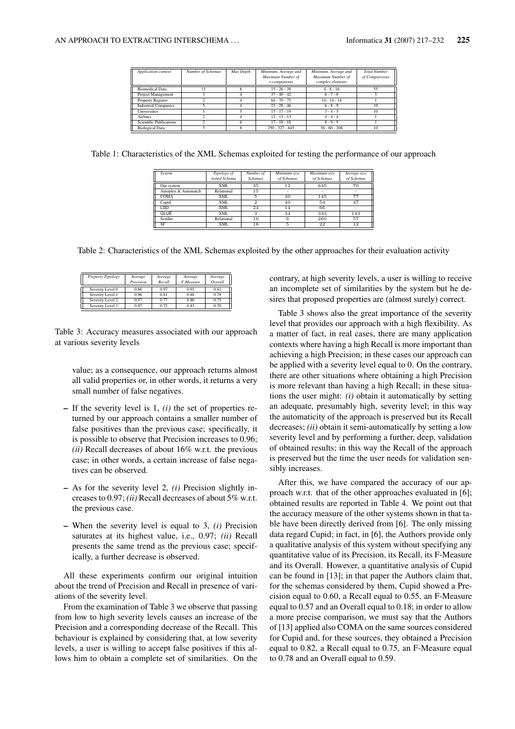| *Application context* | *Number of Schemas* | *Max Depth* | *Minimum, Average and Maximum Number of x-components* | *Minimum, Average and Maximum Number of complex elements* | *Total Number of Comparisons* |
|---|---|---|---|---|---|
| Biomedical Data | 11 | 8 | 15 - 26 - 38 | 4 - 8 - 16 | 55 |
| Project Management | 3 | 4 | 37 - 40 - 42 | 6 - 7 - 8 | 3 |
| Property Register | 2 | 4 | 64 - 70 - 75 | 14 - 14 - 14 | 1 |
| Industrial Companies | 5 | 4 | 23 - 28 - 46 | 6 - 8 - 9 | 10 |
| Universities | 5 | 5 | 15 - 17 - 19 | 3 - 4 - 5 | 10 |
| Airlines | 2 | 4 | 12 - 13 - 13 | 4 - 4 - 4 | 1 |
| Scientific Publications | 2 | 6 | 17 - 18 - 18 | 8 - 9 - 9 | 1 |
| Biological Data | 5 | 8 | 250 - 327 - 645 | 36 - 60 - 206 | 10 |

Table 1: Characteristics of the XML Schemas exploited for testing the performance of our approach

| *System* | *Typology of tested Schema* | *Number of Schemas* | *Minimum size of Schemas* | *Maximum size of Schemas* | *Average size of Schemas* |
|---|---|---|---|---|---|
| Our system | XML | 35 | 12 | 645 | 70 |
| Autoplex & Automatch | Relational | 15 | - | - | - |
| COMA | XML | 5 | 40 | 145 | 77 |
| Cupid | XML | 2 | 40 | 54 | 47 |
| LSD | XML | 24 | 14 | 66 | - |
| GLUE | XML | 3 | 34 | 333 | 143 |
| SemInt | Relational | 10 | 6 | 260 | 57 |
| SF | XML | 18 | 5 | 22 | 12 |

Table 2: Characteristics of the XML Schemas exploited by the other approaches for their evaluation activity

| *Property Typology* | *Average Precision* | *Average Recall* | *Average F-Measure* | *Average Overall* |
|---|---|---|---|---|
| Severity Level 0 | 0.86 | 0.97 | 0.91 | 0.81 |
| Severity Level 1 | 0.96 | 0.81 | 0.88 | 0.78 |
| Severity Level 2 | 0.97 | 0.77 | 0.86 | 0.75 |
| Severity Level 3 | 0.97 | 0.72 | 0.83 | 0.70 |

Table 3: Accuracy measures associated with our approach at various severity levels

value; as a consequence, our approach returns almost all valid properties or, in other words, it returns a very small number of false negatives.

- If the severity level is 1, *(i)* the set of properties returned by our approach contains a smaller number of false positives than the previous case; specifically, it is possible to observe that Precision increases to 0.96; *(ii)* Recall decreases of about 16% w.r.t. the previous case; in other words, a certain increase of false negatives can be observed.
- As for the severity level 2, *(i)* Precision slightly increases to 0.97; *(ii)* Recall decreases of about 5% w.r.t. the previous case.
- When the severity level is equal to 3, *(i)* Precision saturates at its highest value, i.e., 0.97; *(ii)* Recall presents the same trend as the previous case; specifically, a further decrease is observed.

All these experiments confirm our original intuition about the trend of Precision and Recall in presence of variations of the severity level.

From the examination of Table 3 we observe that passing from low to high severity levels causes an increase of the Precision and a corresponding decrease of the Recall. This behaviour is explained by considering that, at low severity levels, a user is willing to accept false positives if this allows him to obtain a complete set of similarities. On the contrary, at high severity levels, a user is willing to receive an incomplete set of similarities by the system but he desires that proposed properties are (almost surely) correct.

Table 3 shows also the great importance of the severity level that provides our approach with a high flexibility. As a matter of fact, in real cases, there are many application contexts where having a high Recall is more important than achieving a high Precision; in these cases our approach can be applied with a severity level equal to 0. On the contrary, there are other situations where obtaining a high Precision is more relevant than having a high Recall; in these situations the user might: *(i)* obtain it automatically by setting an adequate, presumably high, severity level; in this way the automaticity of the approach is preserved but its Recall decreases; *(ii)* obtain it semi-automatically by setting a low severity level and by performing a further, deep, validation of obtained results; in this way the Recall of the approach is preserved but the time the user needs for validation sensibly increases.

After this, we have compared the accuracy of our approach w.r.t. that of the other approaches evaluated in [6]; obtained results are reported in Table 4. We point out that the accuracy measure of the other systems shown in that table have been directly derived from [6]. The only missing data regard Cupid; in fact, in [6], the Authors provide only a qualitative analysis of this system without specifying any quantitative value of its Precision, its Recall, its F-Measure and its Overall. However, a quantitative analysis of Cupid can be found in [13]; in that paper the Authors claim that, for the schemas considered by them, Cupid showed a Precision equal to 0.60, a Recall equal to 0.55, an F-Measure equal to 0.57 and an Overall equal to 0.18; in order to allow a more precise comparison, we must say that the Authors of [13] applied also COMA on the same sources considered for Cupid and, for these sources, they obtained a Precision equal to 0.82, a Recall equal to 0.75, an F-Measure equal to 0.78 and an Overall equal to 0.59.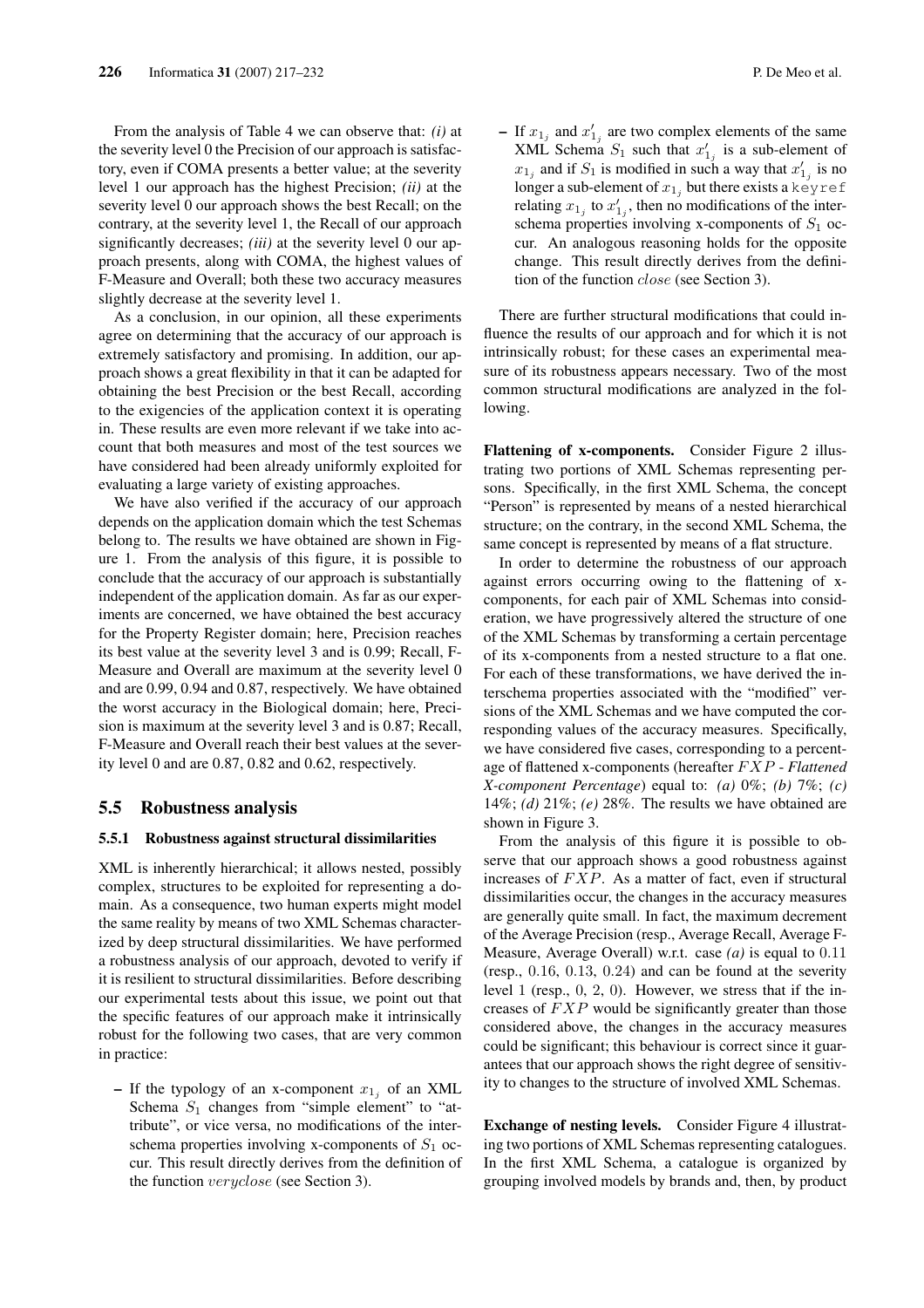From the analysis of Table 4 we can observe that: *(i)* at the severity level 0 the Precision of our approach is satisfactory, even if COMA presents a better value; at the severity level 1 our approach has the highest Precision; *(ii)* at the severity level 0 our approach shows the best Recall; on the contrary, at the severity level 1, the Recall of our approach significantly decreases; *(iii)* at the severity level 0 our approach presents, along with COMA, the highest values of F-Measure and Overall; both these two accuracy measures slightly decrease at the severity level 1.

As a conclusion, in our opinion, all these experiments agree on determining that the accuracy of our approach is extremely satisfactory and promising. In addition, our approach shows a great flexibility in that it can be adapted for obtaining the best Precision or the best Recall, according to the exigencies of the application context it is operating in. These results are even more relevant if we take into account that both measures and most of the test sources we have considered had been already uniformly exploited for evaluating a large variety of existing approaches.

We have also verified if the accuracy of our approach depends on the application domain which the test Schemas belong to. The results we have obtained are shown in Figure 1. From the analysis of this figure, it is possible to conclude that the accuracy of our approach is substantially independent of the application domain. As far as our experiments are concerned, we have obtained the best accuracy for the Property Register domain; here, Precision reaches its best value at the severity level 3 and is 0.99; Recall, F-Measure and Overall are maximum at the severity level 0 and are 0.99, 0.94 and 0.87, respectively. We have obtained the worst accuracy in the Biological domain; here, Precision is maximum at the severity level 3 and is 0.87; Recall, F-Measure and Overall reach their best values at the severity level 0 and are 0.87, 0.82 and 0.62, respectively.

## 5.5 Robustness analysis

### 5.5.1 Robustness against structural dissimilarities

XML is inherently hierarchical; it allows nested, possibly complex, structures to be exploited for representing a domain. As a consequence, two human experts might model the same reality by means of two XML Schemas characterized by deep structural dissimilarities. We have performed a robustness analysis of our approach, devoted to verify if it is resilient to structural dissimilarities. Before describing our experimental tests about this issue, we point out that the specific features of our approach make it intrinsically robust for the following two cases, that are very common in practice:

- If the typology of an x-component $x_{1_j}$ of an XML Schema $S_1$ changes from "simple element" to "attribute", or vice versa, no modifications of the interschema properties involving x-components of $S_1$ occur. This result directly derives from the definition of the function $veryclose$ (see Section 3).

- If $x_{1_j}$ and $x'_{1_j}$ are two complex elements of the same XML Schema $S_1$ such that $x'_{1_j}$ is a sub-element of $x_{1_j}$ and if $S_1$ is modified in such a way that $x'_{1_j}$ is no longer a sub-element of $x_{1_j}$ but there exists a `keyref` relating $x_{1_j}$ to $x'_{1_j}$, then no modifications of the interschema properties involving x-components of $S_1$ occur. An analogous reasoning holds for the opposite change. This result directly derives from the definition of the function $close$ (see Section 3).

There are further structural modifications that could influence the results of our approach and for which it is not intrinsically robust; for these cases an experimental measure of its robustness appears necessary. Two of the most common structural modifications are analyzed in the following.

**Flattening of x-components.** Consider Figure 2 illustrating two portions of XML Schemas representing persons. Specifically, in the first XML Schema, the concept "Person" is represented by means of a nested hierarchical structure; on the contrary, in the second XML Schema, the same concept is represented by means of a flat structure.

In order to determine the robustness of our approach against errors occurring owing to the flattening of x-components, for each pair of XML Schemas into consideration, we have progressively altered the structure of one of the XML Schemas by transforming a certain percentage of its x-components from a nested structure to a flat one. For each of these transformations, we have derived the interschema properties associated with the "modified" versions of the XML Schemas and we have computed the corresponding values of the accuracy measures. Specifically, we have considered five cases, corresponding to a percentage of flattened x-components (hereafter $FXP$ - *Flattened X-component Percentage*) equal to: *(a)* 0%; *(b)* 7%; *(c)* 14%; *(d)* 21%; *(e)* 28%. The results we have obtained are shown in Figure 3.

From the analysis of this figure it is possible to observe that our approach shows a good robustness against increases of $FXP$. As a matter of fact, even if structural dissimilarities occur, the changes in the accuracy measures are generally quite small. In fact, the maximum decrement of the Average Precision (resp., Average Recall, Average F-Measure, Average Overall) w.r.t. case *(a)* is equal to 0.11 (resp., 0.16, 0.13, 0.24) and can be found at the severity level 1 (resp., 0, 2, 0). However, we stress that if the increases of $FXP$ would be significantly greater than those considered above, the changes in the accuracy measures could be significant; this behaviour is correct since it guarantees that our approach shows the right degree of sensitivity to changes to the structure of involved XML Schemas.

**Exchange of nesting levels.** Consider Figure 4 illustrating two portions of XML Schemas representing catalogues. In the first XML Schema, a catalogue is organized by grouping involved models by brands and, then, by product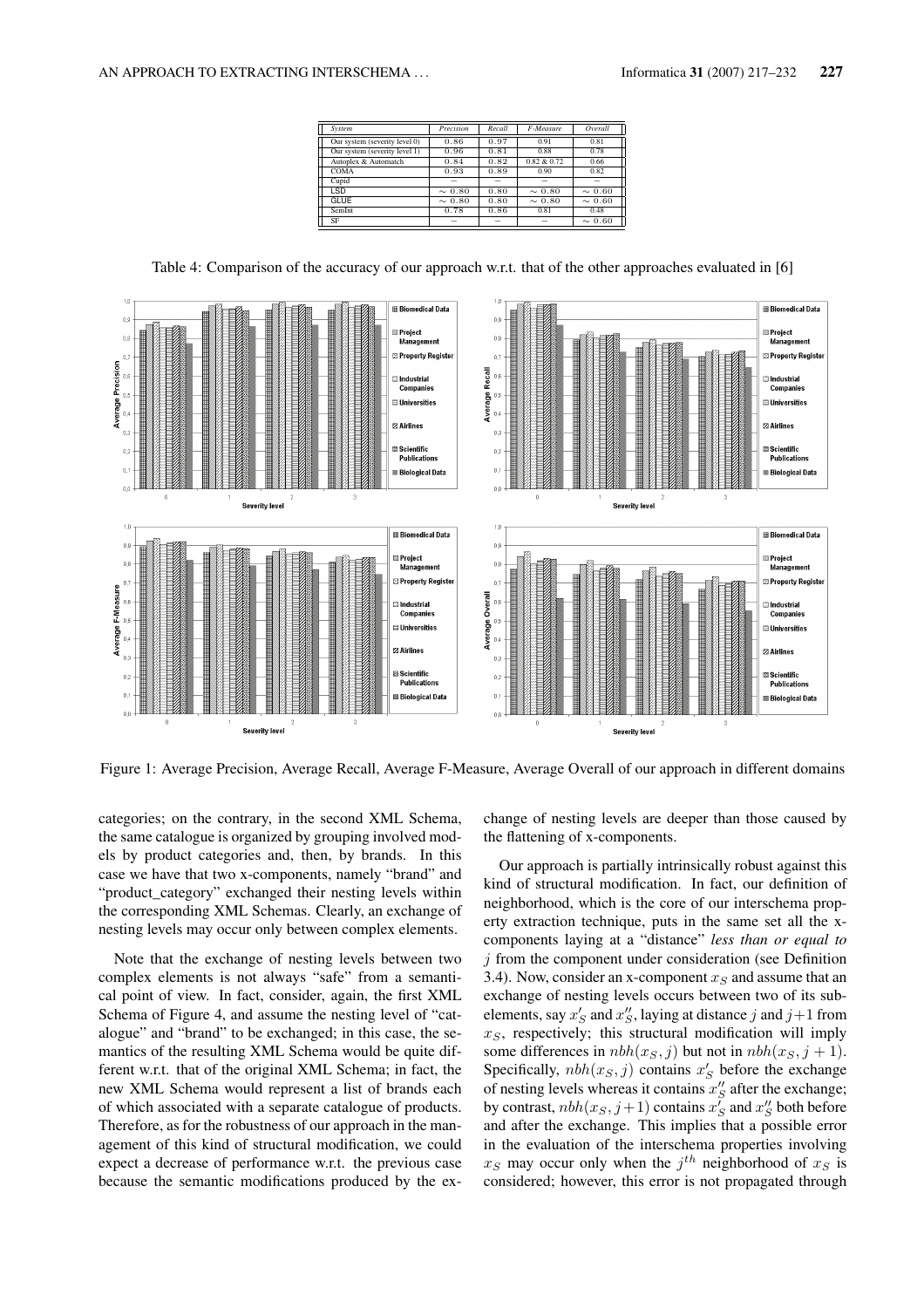| System | Precision | Recall | F-Measure | Overall |
|---|---|---|---|---|
| Our system (severity level 0) | 0.86 | 0.97 | 0.91 | 0.81 |
| Our system (severity level 1) | 0.96 | 0.81 | 0.88 | 0.78 |
| Autoplex & Automatch | 0.84 | 0.82 | 0.82 & 0.72 | 0.66 |
| COMA | 0.93 | 0.89 | 0.90 | 0.82 |
| Cupid | − | − | − | − |
| LSD | $\sim 0.80$ | 0.80 | $\sim 0.80$ | $\sim 0.60$ |
| GLUE | $\sim 0.80$ | 0.80 | $\sim 0.80$ | $\sim 0.60$ |
| SemInt | 0.78 | 0.86 | 0.81 | 0.48 |
| SF | − | − | − | $\sim 0.60$ |

Table 4: Comparison of the accuracy of our approach w.r.t. that of the other approaches evaluated in [6]

Figure 1: Average Precision, Average Recall, Average F-Measure, Average Overall of our approach in different domains

categories; on the contrary, in the second XML Schema, the same catalogue is organized by grouping involved models by product categories and, then, by brands. In this case we have that two x-components, namely "brand" and "product_category" exchanged their nesting levels within the corresponding XML Schemas. Clearly, an exchange of nesting levels may occur only between complex elements.

Note that the exchange of nesting levels between two complex elements is not always "safe" from a semantical point of view. In fact, consider, again, the first XML Schema of Figure 4, and assume the nesting level of "catalogue" and "brand" to be exchanged; in this case, the semantics of the resulting XML Schema would be quite different w.r.t. that of the original XML Schema; in fact, the new XML Schema would represent a list of brands each of which associated with a separate catalogue of products. Therefore, as for the robustness of our approach in the management of this kind of structural modification, we could expect a decrease of performance w.r.t. the previous case because the semantic modifications produced by the exchange of nesting levels are deeper than those caused by the flattening of x-components.

Our approach is partially intrinsically robust against this kind of structural modification. In fact, our definition of neighborhood, which is the core of our interschema property extraction technique, puts in the same set all the x-components laying at a "distance" *less than or equal to* $j$ from the component under consideration (see Definition 3.4). Now, consider an x-component $x_S$ and assume that an exchange of nesting levels occurs between two of its subelements, say $x'_S$ and $x''_S$, laying at distance $j$ and $j+1$ from $x_S$, respectively; this structural modification will imply some differences in $nbh(x_S, j)$ but not in $nbh(x_S, j+1)$. Specifically, $nbh(x_S, j)$ contains $x'_S$ before the exchange of nesting levels whereas it contains $x''_S$ after the exchange; by contrast, $nbh(x_S, j+1)$ contains $x'_S$ and $x''_S$ both before and after the exchange. This implies that a possible error in the evaluation of the interschema properties involving $x_S$ may occur only when the $j^{th}$ neighborhood of $x_S$ is considered; however, this error is not propagated through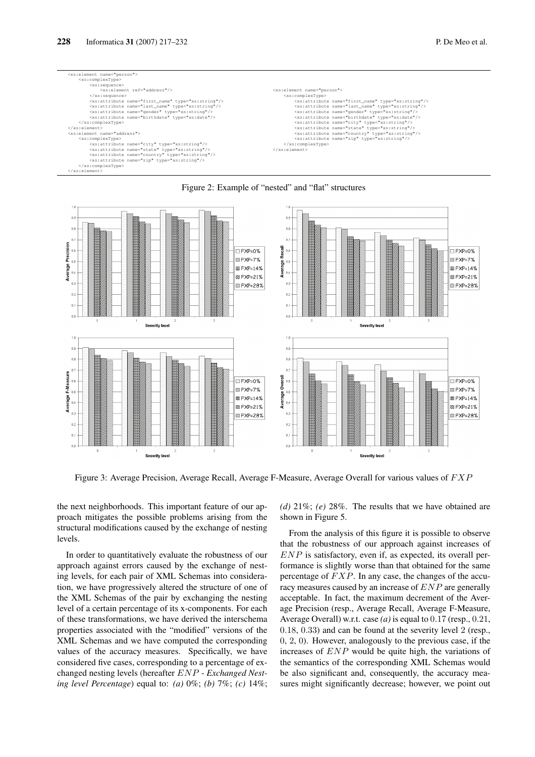```
<xs:element name="person">
    <xs:complexType>
        <xs:sequence>
            <xs:element ref="address"/>
        </xs:sequence>
        <xs:attribute name="first_name" type="xs:string"/>
        <xs:attribute name="last_name" type="xs:string"/>
        <xs:attribute name="gender" type="xs:string"/>
        <xs:attribute name="birthdate" type="xs:date"/>
    </xs:complexType>
</xs:element>
<xs:element name="address">
    <xs:complexType>
        <xs:attribute name="city" type="xs:string"/>
        <xs:attribute name="state" type="xs:string"/>
        <xs:attribute name="country" type="xs:string"/>
        <xs:attribute name="zip" type="xs:string"/>
    </xs:complexType>
</xs:element>
```

```
<xs:element name="person">
    <xs:complexType>
        <xs:attribute name="first_name" type="xs:string"/>
        <xs:attribute name="last_name" type="xs:string"/>
        <xs:attribute name="gender" type="xs:string"/>
        <xs:attribute name="birthdate" type="xs:date"/>
        <xs:attribute name="city" type="xs:string"/>
        <xs:attribute name="state" type="xs:string"/>
        <xs:attribute name="country" type="xs:string"/>
        <xs:attribute name="zip" type="xs:string"/>
    </xs:complexType>
</xs:element>
```

Figure 2: Example of "nested" and "flat" structures

Figure 3: Average Precision, Average Recall, Average F-Measure, Average Overall for various values of $FXP$

the next neighborhoods. This important feature of our approach mitigates the possible problems arising from the structural modifications caused by the exchange of nesting levels.

In order to quantitatively evaluate the robustness of our approach against errors caused by the exchange of nesting levels, for each pair of XML Schemas into consideration, we have progressively altered the structure of one of the XML Schemas of the pair by exchanging the nesting level of a certain percentage of its x-components. For each of these transformations, we have derived the interschema properties associated with the "modified" versions of the XML Schemas and we have computed the corresponding values of the accuracy measures. Specifically, we have considered five cases, corresponding to a percentage of exchanged nesting levels (hereafter $ENP$ - *Exchanged Nesting level Percentage*) equal to: *(a)* 0%; *(b)* 7%; *(c)* 14%; *(d)* 21%; *(e)* 28%. The results that we have obtained are shown in Figure 5.

From the analysis of this figure it is possible to observe that the robustness of our approach against increases of $ENP$ is satisfactory, even if, as expected, its overall performance is slightly worse than that obtained for the same percentage of $FXP$. In any case, the changes of the accuracy measures caused by an increase of $ENP$ are generally acceptable. In fact, the maximum decrement of the Average Precision (resp., Average Recall, Average F-Measure, Average Overall) w.r.t. case *(a)* is equal to $0.17$ (resp., $0.21$, $0.18$, $0.33$) and can be found at the severity level $2$ (resp., $0$, $2$, $0$). However, analogously to the previous case, if the increases of $ENP$ would be quite high, the variations of the semantics of the corresponding XML Schemas would be also significant and, consequently, the accuracy measures might significantly decrease; however, we point out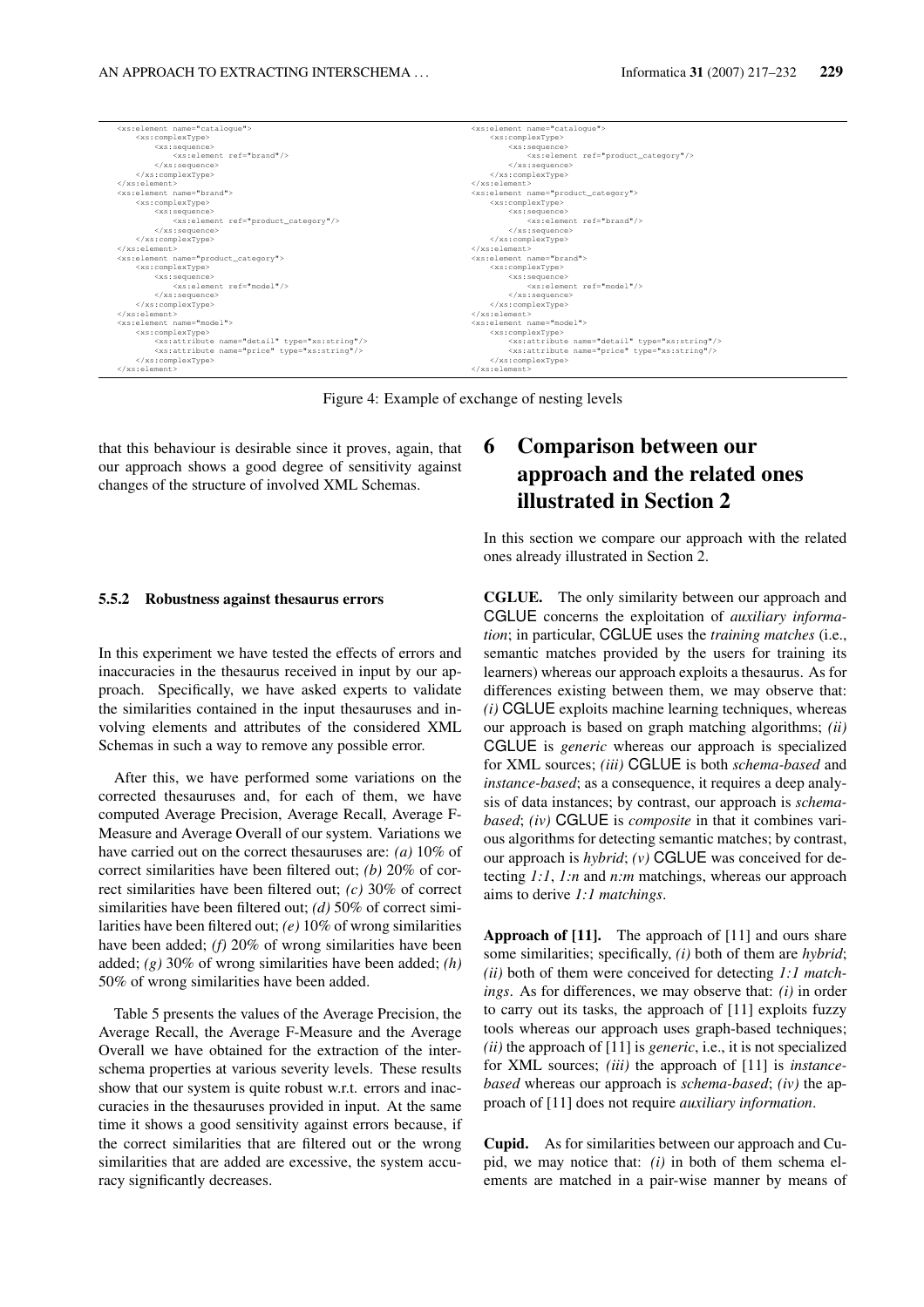```
<xs:element name="catalogue">
    <xs:complexType>
        <xs:sequence>
            <xs:element ref="brand"/>
        </xs:sequence>
    </xs:complexType>
</xs:element>
<xs:element name="brand">
    <xs:complexType>
        <xs:sequence>
            <xs:element ref="product_category"/>
        </xs:sequence>
    </xs:complexType>
</xs:element>
<xs:element name="product_category">
    <xs:complexType>
        <xs:sequence>
            <xs:element ref="model"/>
        </xs:sequence>
    </xs:complexType>
</xs:element>
<xs:element name="model">
    <xs:complexType>
        <xs:attribute name="detail" type="xs:string"/>
        <xs:attribute name="price" type="xs:string"/>
    </xs:complexType>
</xs:element>
```

```
<xs:element name="catalogue">
    <xs:complexType>
        <xs:sequence>
            <xs:element ref="product_category"/>
        </xs:sequence>
    </xs:complexType>
</xs:element>
<xs:element name="product_category">
    <xs:complexType>
        <xs:sequence>
            <xs:element ref="brand"/>
        </xs:sequence>
    </xs:complexType>
</xs:element>
<xs:element name="brand">
    <xs:complexType>
        <xs:sequence>
            <xs:element ref="model"/>
        </xs:sequence>
    </xs:complexType>
</xs:element>
<xs:element name="model">
    <xs:complexType>
        <xs:attribute name="detail" type="xs:string"/>
        <xs:attribute name="price" type="xs:string"/>
    </xs:complexType>
</xs:element>
```

Figure 4: Example of exchange of nesting levels

that this behaviour is desirable since it proves, again, that our approach shows a good degree of sensitivity against changes of the structure of involved XML Schemas.

#### 5.5.2 Robustness against thesaurus errors

In this experiment we have tested the effects of errors and inaccuracies in the thesaurus received in input by our approach. Specifically, we have asked experts to validate the similarities contained in the input thesauruses and involving elements and attributes of the considered XML Schemas in such a way to remove any possible error.

After this, we have performed some variations on the corrected thesauruses and, for each of them, we have computed Average Precision, Average Recall, Average F-Measure and Average Overall of our system. Variations we have carried out on the correct thesauruses are: *(a)* 10% of correct similarities have been filtered out; *(b)* 20% of correct similarities have been filtered out; *(c)* 30% of correct similarities have been filtered out; *(d)* 50% of correct similarities have been filtered out; *(e)* 10% of wrong similarities have been added; *(f)* 20% of wrong similarities have been added; *(g)* 30% of wrong similarities have been added; *(h)* 50% of wrong similarities have been added.

Table 5 presents the values of the Average Precision, the Average Recall, the Average F-Measure and the Average Overall we have obtained for the extraction of the interschema properties at various severity levels. These results show that our system is quite robust w.r.t. errors and inaccuracies in the thesauruses provided in input. At the same time it shows a good sensitivity against errors because, if the correct similarities that are filtered out or the wrong similarities that are added are excessive, the system accuracy significantly decreases.

## 6 Comparison between our approach and the related ones illustrated in Section 2

In this section we compare our approach with the related ones already illustrated in Section 2.

**CGLUE.** The only similarity between our approach and CGLUE concerns the exploitation of *auxiliary information*; in particular, CGLUE uses the *training matches* (i.e., semantic matches provided by the users for training its learners) whereas our approach exploits a thesaurus. As for differences existing between them, we may observe that: *(i)* CGLUE exploits machine learning techniques, whereas our approach is based on graph matching algorithms; *(ii)* CGLUE is *generic* whereas our approach is specialized for XML sources; *(iii)* CGLUE is both *schema-based* and *instance-based*; as a consequence, it requires a deep analysis of data instances; by contrast, our approach is *schema-based*; *(iv)* CGLUE is *composite* in that it combines various algorithms for detecting semantic matches; by contrast, our approach is *hybrid*; *(v)* CGLUE was conceived for detecting *1:1*, *1:n* and *n:m* matchings, whereas our approach aims to derive *1:1 matchings*.

**Approach of [11].** The approach of [11] and ours share some similarities; specifically, *(i)* both of them are *hybrid*; *(ii)* both of them were conceived for detecting *1:1 matchings*. As for differences, we may observe that: *(i)* in order to carry out its tasks, the approach of [11] exploits fuzzy tools whereas our approach uses graph-based techniques; *(ii)* the approach of [11] is *generic*, i.e., it is not specialized for XML sources; *(iii)* the approach of [11] is *instance-based* whereas our approach is *schema-based*; *(iv)* the approach of [11] does not require *auxiliary information*.

**Cupid.** As for similarities between our approach and Cupid, we may notice that: *(i)* in both of them schema elements are matched in a pair-wise manner by means of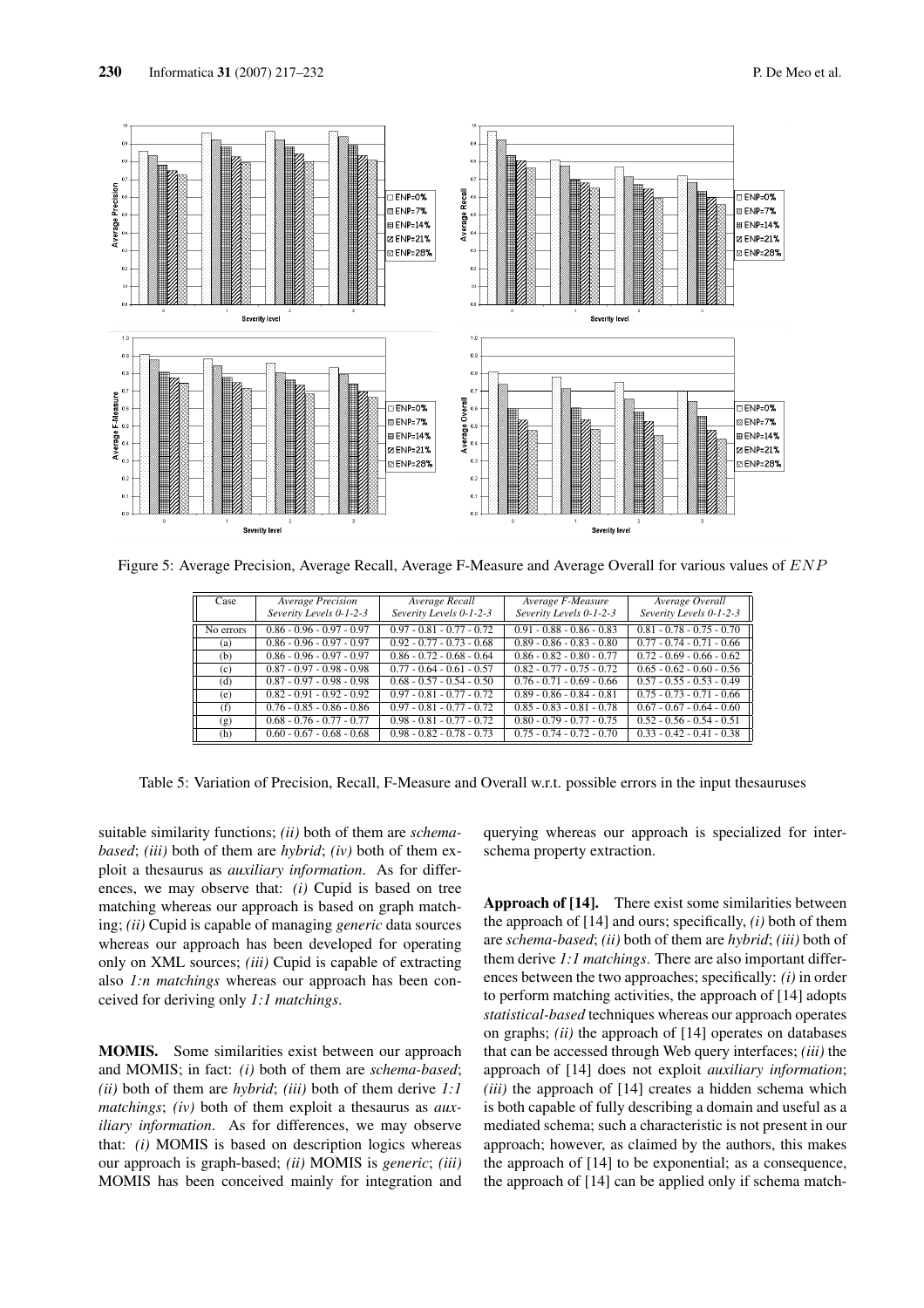Figure 5: Average Precision, Average Recall, Average F-Measure and Average Overall for various values of $ENP$

| Case | *Average Precision* *Severity Levels 0-1-2-3* | *Average Recall* *Severity Levels 0-1-2-3* | *Average F-Measure* *Severity Levels 0-1-2-3* | *Average Overall* *Severity Levels 0-1-2-3* |
|---|---|---|---|---|
| No errors | 0.86 - 0.96 - 0.97 - 0.97 | 0.97 - 0.81 - 0.77 - 0.72 | 0.91 - 0.88 - 0.86 - 0.83 | 0.81 - 0.78 - 0.75 - 0.70 |
| (a) | 0.86 - 0.96 - 0.97 - 0.97 | 0.92 - 0.77 - 0.73 - 0.68 | 0.89 - 0.86 - 0.83 - 0.80 | 0.77 - 0.74 - 0.71 - 0.66 |
| (b) | 0.86 - 0.96 - 0.97 - 0.97 | 0.86 - 0.72 - 0.68 - 0.64 | 0.86 - 0.82 - 0.80 - 0.77 | 0.72 - 0.69 - 0.66 - 0.62 |
| (c) | 0.87 - 0.97 - 0.98 - 0.98 | 0.77 - 0.64 - 0.61 - 0.57 | 0.82 - 0.77 - 0.75 - 0.72 | 0.65 - 0.62 - 0.60 - 0.56 |
| (d) | 0.87 - 0.97 - 0.98 - 0.98 | 0.68 - 0.57 - 0.54 - 0.50 | 0.76 - 0.71 - 0.69 - 0.66 | 0.57 - 0.55 - 0.53 - 0.49 |
| (e) | 0.82 - 0.91 - 0.92 - 0.92 | 0.97 - 0.81 - 0.77 - 0.72 | 0.89 - 0.86 - 0.84 - 0.81 | 0.75 - 0.73 - 0.71 - 0.66 |
| (f) | 0.76 - 0.85 - 0.86 - 0.86 | 0.97 - 0.81 - 0.77 - 0.72 | 0.85 - 0.83 - 0.81 - 0.78 | 0.67 - 0.67 - 0.64 - 0.60 |
| (g) | 0.68 - 0.76 - 0.77 - 0.77 | 0.98 - 0.81 - 0.77 - 0.72 | 0.80 - 0.79 - 0.77 - 0.75 | 0.52 - 0.56 - 0.54 - 0.51 |
| (h) | 0.60 - 0.67 - 0.68 - 0.68 | 0.98 - 0.82 - 0.78 - 0.73 | 0.75 - 0.74 - 0.72 - 0.70 | 0.33 - 0.42 - 0.41 - 0.38 |

Table 5: Variation of Precision, Recall, F-Measure and Overall w.r.t. possible errors in the input thesauruses

suitable similarity functions; *(ii)* both of them are *schema-based*; *(iii)* both of them are *hybrid*; *(iv)* both of them exploit a thesaurus as *auxiliary information*. As for differences, we may observe that: *(i)* Cupid is based on tree matching whereas our approach is based on graph matching; *(ii)* Cupid is capable of managing *generic* data sources whereas our approach has been developed for operating only on XML sources; *(iii)* Cupid is capable of extracting also *1:n matchings* whereas our approach has been conceived for deriving only *1:1 matchings*.

**MOMIS.** Some similarities exist between our approach and MOMIS; in fact: *(i)* both of them are *schema-based*; *(ii)* both of them are *hybrid*; *(iii)* both of them derive *1:1 matchings*; *(iv)* both of them exploit a thesaurus as *auxiliary information*. As for differences, we may observe that: *(i)* MOMIS is based on description logics whereas our approach is graph-based; *(ii)* MOMIS is *generic*; *(iii)* MOMIS has been conceived mainly for integration and querying whereas our approach is specialized for inter-schema property extraction.

**Approach of [14].** There exist some similarities between the approach of [14] and ours; specifically, *(i)* both of them are *schema-based*; *(ii)* both of them are *hybrid*; *(iii)* both of them derive *1:1 matchings*. There are also important differences between the two approaches; specifically: *(i)* in order to perform matching activities, the approach of [14] adopts *statistical-based* techniques whereas our approach operates on graphs; *(ii)* the approach of [14] operates on databases that can be accessed through Web query interfaces; *(iii)* the approach of [14] does not exploit *auxiliary information*; *(iii)* the approach of [14] creates a hidden schema which is both capable of fully describing a domain and useful as a mediated schema; such a characteristic is not present in our approach; however, as claimed by the authors, this makes the approach of [14] to be exponential; as a consequence, the approach of [14] can be applied only if schema match-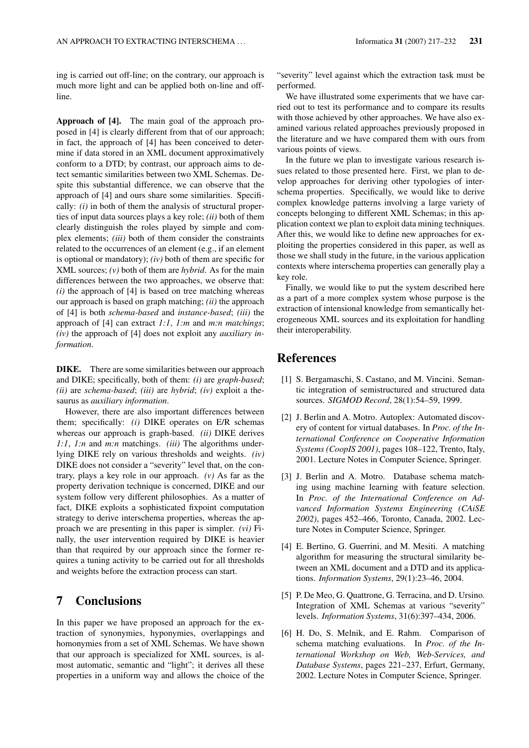ing is carried out off-line; on the contrary, our approach is much more light and can be applied both on-line and off-line.

**Approach of [4].** The main goal of the approach proposed in [4] is clearly different from that of our approach; in fact, the approach of [4] has been conceived to determine if data stored in an XML document approximatively conform to a DTD; by contrast, our approach aims to detect semantic similarities between two XML Schemas. Despite this substantial difference, we can observe that the approach of [4] and ours share some similarities. Specifically: *(i)* in both of them the analysis of structural properties of input data sources plays a key role; *(ii)* both of them clearly distinguish the roles played by simple and complex elements; *(iii)* both of them consider the constraints related to the occurrences of an element (e.g., if an element is optional or mandatory); *(iv)* both of them are specific for XML sources; *(v)* both of them are *hybrid*. As for the main differences between the two approaches, we observe that: *(i)* the approach of [4] is based on tree matching whereas our approach is based on graph matching; *(ii)* the approach of [4] is both *schema-based* and *instance-based*; *(iii)* the approach of [4] can extract *1:1*, *1:m* and *m:n matchings*; *(iv)* the approach of [4] does not exploit any *auxiliary information*.

**DIKE.** There are some similarities between our approach and DIKE; specifically, both of them: *(i)* are *graph-based*; *(ii)* are *schema-based*; *(iii)* are *hybrid*; *(iv)* exploit a thesaurus as *auxiliary information*.

However, there are also important differences between them; specifically: *(i)* DIKE operates on E/R schemas whereas our approach is graph-based. *(ii)* DIKE derives *1:1*, *1:n* and *m:n* matchings. *(iii)* The algorithms underlying DIKE rely on various thresholds and weights. *(iv)* DIKE does not consider a "severity" level that, on the contrary, plays a key role in our approach. *(v)* As far as the property derivation technique is concerned, DIKE and our system follow very different philosophies. As a matter of fact, DIKE exploits a sophisticated fixpoint computation strategy to derive interschema properties, whereas the approach we are presenting in this paper is simpler. *(vi)* Finally, the user intervention required by DIKE is heavier than that required by our approach since the former requires a tuning activity to be carried out for all thresholds and weights before the extraction process can start.

## 7 Conclusions

In this paper we have proposed an approach for the extraction of synonymies, hyponymies, overlappings and homonymies from a set of XML Schemas. We have shown that our approach is specialized for XML sources, is almost automatic, semantic and "light"; it derives all these properties in a uniform way and allows the choice of the "severity" level against which the extraction task must be performed.

We have illustrated some experiments that we have carried out to test its performance and to compare its results with those achieved by other approaches. We have also examined various related approaches previously proposed in the literature and we have compared them with ours from various points of views.

In the future we plan to investigate various research issues related to those presented here. First, we plan to develop approaches for deriving other typologies of interschema properties. Specifically, we would like to derive complex knowledge patterns involving a large variety of concepts belonging to different XML Schemas; in this application context we plan to exploit data mining techniques. After this, we would like to define new approaches for exploiting the properties considered in this paper, as well as those we shall study in the future, in the various application contexts where interschema properties can generally play a key role.

Finally, we would like to put the system described here as a part of a more complex system whose purpose is the extraction of intensional knowledge from semantically heterogeneous XML sources and its exploitation for handling their interoperability.

## References

[1] S. Bergamaschi, S. Castano, and M. Vincini. Semantic integration of semistructured and structured data sources. *SIGMOD Record*, 28(1):54–59, 1999.

[2] J. Berlin and A. Motro. Autoplex: Automated discovery of content for virtual databases. In *Proc. of the International Conference on Cooperative Information Systems (CoopIS 2001)*, pages 108–122, Trento, Italy, 2001. Lecture Notes in Computer Science, Springer.

[3] J. Berlin and A. Motro. Database schema matching using machine learning with feature selection. In *Proc. of the International Conference on Advanced Information Systems Engineering (CAiSE 2002)*, pages 452–466, Toronto, Canada, 2002. Lecture Notes in Computer Science, Springer.

[4] E. Bertino, G. Guerrini, and M. Mesiti. A matching algorithm for measuring the structural similarity between an XML document and a DTD and its applications. *Information Systems*, 29(1):23–46, 2004.

[5] P. De Meo, G. Quattrone, G. Terracina, and D. Ursino. Integration of XML Schemas at various "severity" levels. *Information Systems*, 31(6):397–434, 2006.

[6] H. Do, S. Melnik, and E. Rahm. Comparison of schema matching evaluations. In *Proc. of the International Workshop on Web, Web-Services, and Database Systems*, pages 221–237, Erfurt, Germany, 2002. Lecture Notes in Computer Science, Springer.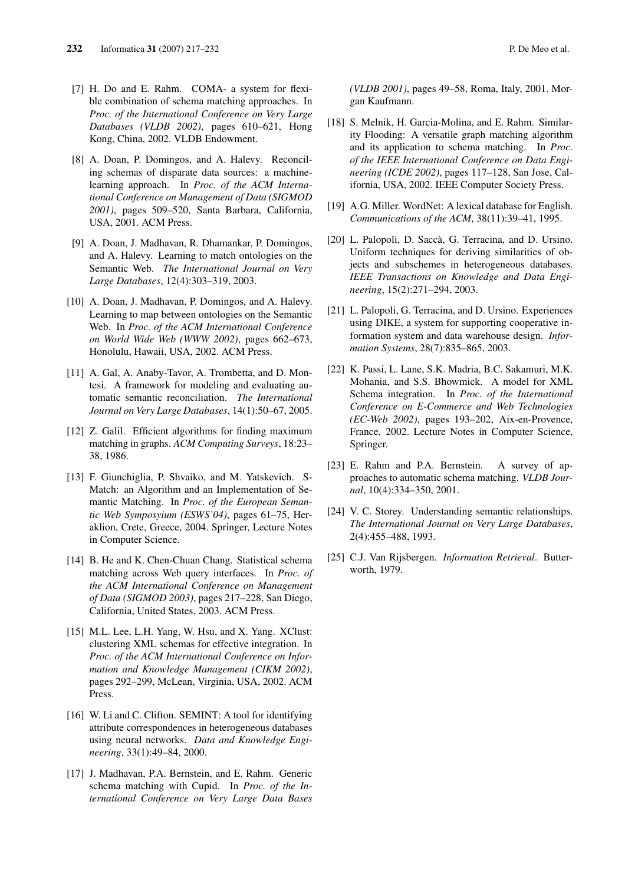[7] H. Do and E. Rahm. COMA- a system for flexible combination of schema matching approaches. In *Proc. of the International Conference on Very Large Databases (VLDB 2002)*, pages 610–621, Hong Kong, China, 2002. VLDB Endowment.

[8] A. Doan, P. Domingos, and A. Halevy. Reconciling schemas of disparate data sources: a machine-learning approach. In *Proc. of the ACM International Conference on Management of Data (SIGMOD 2001)*, pages 509–520, Santa Barbara, California, USA, 2001. ACM Press.

[9] A. Doan, J. Madhavan, R. Dhamankar, P. Domingos, and A. Halevy. Learning to match ontologies on the Semantic Web. *The International Journal on Very Large Databases*, 12(4):303–319, 2003.

[10] A. Doan, J. Madhavan, P. Domingos, and A. Halevy. Learning to map between ontologies on the Semantic Web. In *Proc. of the ACM International Conference on World Wide Web (WWW 2002)*, pages 662–673, Honolulu, Hawaii, USA, 2002. ACM Press.

[11] A. Gal, A. Anaby-Tavor, A. Trombetta, and D. Montesi. A framework for modeling and evaluating automatic semantic reconciliation. *The International Journal on Very Large Databases*, 14(1):50–67, 2005.

[12] Z. Galil. Efficient algorithms for finding maximum matching in graphs. *ACM Computing Surveys*, 18:23–38, 1986.

[13] F. Giunchiglia, P. Shvaiko, and M. Yatskevich. S-Match: an Algorithm and an Implementation of Semantic Matching. In *Proc. of the European Semantic Web Symposyium (ESWS'04)*, pages 61–75, Heraklion, Crete, Greece, 2004. Springer, Lecture Notes in Computer Science.

[14] B. He and K. Chen-Chuan Chang. Statistical schema matching across Web query interfaces. In *Proc. of the ACM International Conference on Management of Data (SIGMOD 2003)*, pages 217–228, San Diego, California, United States, 2003. ACM Press.

[15] M.L. Lee, L.H. Yang, W. Hsu, and X. Yang. XClust: clustering XML schemas for effective integration. In *Proc. of the ACM International Conference on Information and Knowledge Management (CIKM 2002)*, pages 292–299, McLean, Virginia, USA, 2002. ACM Press.

[16] W. Li and C. Clifton. SEMINT: A tool for identifying attribute correspondences in heterogeneous databases using neural networks. *Data and Knowledge Engineering*, 33(1):49–84, 2000.

[17] J. Madhavan, P.A. Bernstein, and E. Rahm. Generic schema matching with Cupid. In *Proc. of the International Conference on Very Large Data Bases (VLDB 2001)*, pages 49–58, Roma, Italy, 2001. Morgan Kaufmann.

[18] S. Melnik, H. Garcia-Molina, and E. Rahm. Similarity Flooding: A versatile graph matching algorithm and its application to schema matching. In *Proc. of the IEEE International Conference on Data Engineering (ICDE 2002)*, pages 117–128, San Jose, California, USA, 2002. IEEE Computer Society Press.

[19] A.G. Miller. WordNet: A lexical database for English. *Communications of the ACM*, 38(11):39–41, 1995.

[20] L. Palopoli, D. Saccà, G. Terracina, and D. Ursino. Uniform techniques for deriving similarities of objects and subschemes in heterogeneous databases. *IEEE Transactions on Knowledge and Data Engineering*, 15(2):271–294, 2003.

[21] L. Palopoli, G. Terracina, and D. Ursino. Experiences using DIKE, a system for supporting cooperative information system and data warehouse design. *Information Systems*, 28(7):835–865, 2003.

[22] K. Passi, L. Lane, S.K. Madria, B.C. Sakamuri, M.K. Mohania, and S.S. Bhowmick. A model for XML Schema integration. In *Proc. of the International Conference on E-Commerce and Web Technologies (EC-Web 2002)*, pages 193–202, Aix-en-Provence, France, 2002. Lecture Notes in Computer Science, Springer.

[23] E. Rahm and P.A. Bernstein. A survey of approaches to automatic schema matching. *VLDB Journal*, 10(4):334–350, 2001.

[24] V. C. Storey. Understanding semantic relationships. *The International Journal on Very Large Databases*, 2(4):455–488, 1993.

[25] C.J. Van Rijsbergen. *Information Retrieval*. Butterworth, 1979.